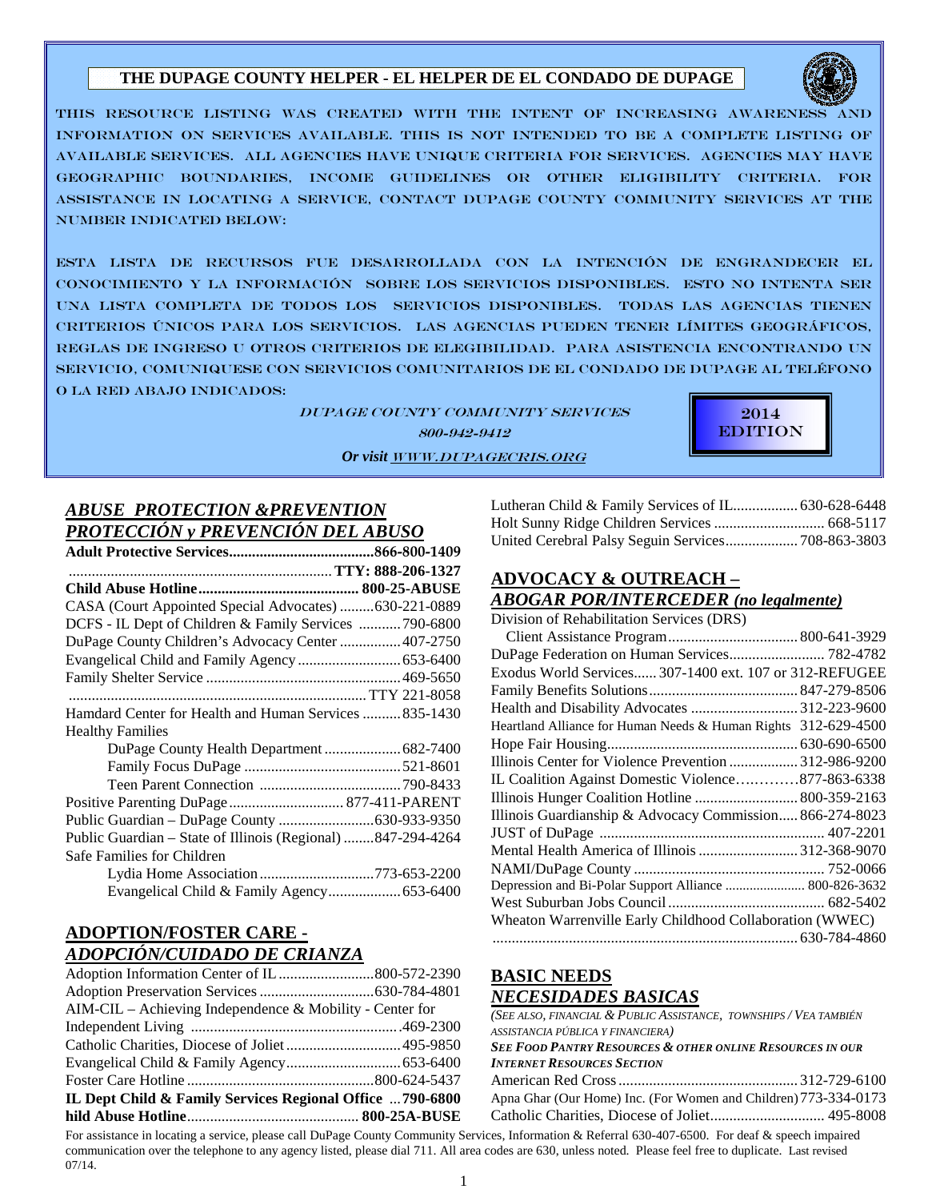# THE DUPAGE COUNTY HELPER - EL HELPER DE EL CONDADO DE DUPAGE

THIS RESOURCE LISTING WAS CREATED WITH THE INTENT OF INCREASING AWARENESS AND INFORMATION ON SERVICES AVAILABLE. THIS IS NOT INTENDED TO BE A COMPLETE LISTING OF AVAILABLE SERVICES. ALL AGENCIES HAVE UNIQUE CRITERIA FOR SERVICES. AGENCIES MAY HAVE GEOGRAPHIC BOUNDARIES, INCOME GUIDELINES OR OTHER ELIGIBILITY CRITERIA. FOR ASSISTANCE IN LOCATING A SERVICE, CONTACT DUPAGE COUNTY COMMUNITY SERVICES AT THE NUMBER INDICATED BELOW:

ESTA LISTA DE RECURSOS FUE DESARROLLADA CON LA INTENCIÓN DE ENGRANDECER EL CONOCIMIENTO Y LA INFORMACIÓN SOBRE LOS SERVICIOS DISPONIBLES. ESTO NO INTENTA SER UNA LISTA COMPLETA DE TODOS LOS SERVICIOS DISPONIBLES. TODAS LAS AGENCIAS TIENEN CRITERIOS ÚNICOS PARA LOS SERVICIOS. LAS AGENCIAS PUEDEN TENER LÍMITES GEOGRÁFICOS, REGLAS DE INGRESO U OTROS CRITERIOS DE ELEGIBILIDAD. PARA ASISTENCIA ENCONTRANDO UN SERVICIO, COMUNIQUESE CON SERVICIOS COMUNITARIOS DE EL CONDADO DE DUPAGE AL TELÉFONO O LA RED ABAJO INDICADOS:

*DUPAGE COUNTY COMMUNITY SERVICES*
*800-942-9412*
***Or visit WWW.DUPAGECRIS.ORG***

**2014 EDITION**

## *ABUSE PROTECTION &PREVENTION*
## *PROTECCIÓN y PREVENCIÓN DEL ABUSO*

**Adult Protective Services.....................................866-800-1409**
**..................................................................... TTY: 888-206-1327**
**Child Abuse Hotline.......................................... 800-25-ABUSE**
CASA (Court Appointed Special Advocates) .........630-221-0889
DCFS - IL Dept of Children & Family Services ...........790-6800
DuPage County Children's Advocacy Center ................407-2750
Evangelical Child and Family Agency...........................653-6400
Family Shelter Service ..................................................469-5650
............................................................................. TTY 221-8058
Hamdard Center for Health and Human Services ..........835-1430
Healthy Families
- DuPage County Health Department....................682-7400
- Family Focus DuPage .........................................521-8601
- Teen Parent Connection .....................................790-8433

Positive Parenting DuPage............................. 877-411-PARENT
Public Guardian – DuPage County .........................630-933-9350
Public Guardian – State of Illinois (Regional) ........847-294-4264
Safe Families for Children
- Lydia Home Association.............................773-653-2200
- Evangelical Child & Family Agency..................653-6400

## ADOPTION/FOSTER CARE - *ADOPCIÓN/CUIDADO DE CRIANZA*

Adoption Information Center of IL.........................800-572-2390
Adoption Preservation Services .............................630-784-4801
AIM-CIL – Achieving Independence & Mobility - Center for Independent Living ......................................................469-2300
Catholic Charities, Diocese of Joliet.............................495-9850
Evangelical Child & Family Agency.............................653-6400
Foster Care Hotline ................................................800-624-5437
**IL Dept Child & Family Services Regional Office ...790-6800**
**hild Abuse Hotline............................................ 800-25A-BUSE**
Lutheran Child & Family Services of IL................. 630-628-6448
Holt Sunny Ridge Children Services ............................ 668-5117
United Cerebral Palsy Seguin Services................... 708-863-3803

## ADVOCACY & OUTREACH – *ABOGAR POR/INTERCEDER (no legalmente)*

Division of Rehabilitation Services (DRS)
- Client Assistance Program.................................. 800-641-3929

DuPage Federation on Human Services......................... 782-4782
Exodus World Services...... 307-1400 ext. 107 or 312-REFUGEE
Family Benefits Solutions....................................... 847-279-8506
Health and Disability Advocates ............................ 312-223-9600
Heartland Alliance for Human Needs & Human Rights 312-629-4500
Hope Fair Housing.................................................. 630-690-6500
Illinois Center for Violence Prevention .................. 312-986-9200
IL Coalition Against Domestic Violence….………877-863-6338
Illinois Hunger Coalition Hotline ........................... 800-359-2163
Illinois Guardianship & Advocacy Commission..... 866-274-8023
JUST of DuPage ........................................................... 407-2201
Mental Health America of Illinois .......................... 312-368-9070
NAMI/DuPage County .................................................. 752-0066
Depression and Bi-Polar Support Alliance ....................... 800-826-3632
West Suburban Jobs Council ......................................... 682-5402
Wheaton Warrenville Early Childhood Collaboration (WWEC)
............................................................................... 630-784-4860

## BASIC NEEDS *NECESIDADES BASICAS*

*(SEE ALSO, FINANCIAL & PUBLIC ASSISTANCE, TOWNSHIPS / VEA TAMBIÉN ASISTANCIA PÚBLICA Y FINANCIERA)*
***SEE FOOD PANTRY RESOURCES & OTHER ONLINE RESOURCES IN OUR INTERNET RESOURCES SECTION***

American Red Cross ............................................... 312-729-6100
Apna Ghar (Our Home) Inc. (For Women and Children) 773-334-0173
Catholic Charities, Diocese of Joliet.............................. 495-8008

For assistance in locating a service, please call DuPage County Community Services, Information & Referral 630-407-6500. For deaf & speech impaired communication over the telephone to any agency listed, please dial 711. All area codes are 630, unless noted. Please feel free to duplicate. Last revised 07/14.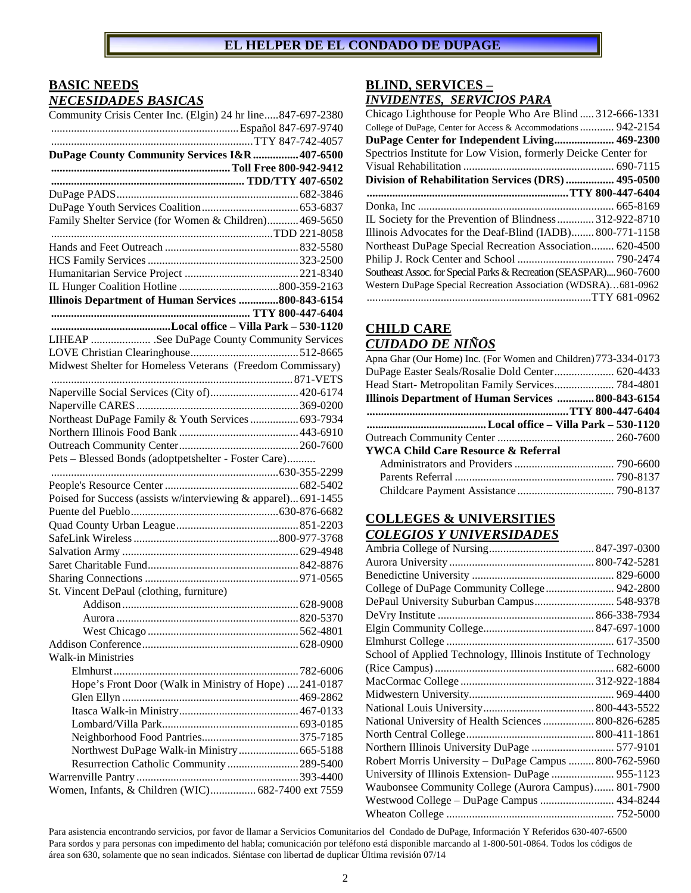# EL HELPER DE EL CONDADO DE DUPAGE

## BASIC NEEDS
## *NECESIDADES BASICAS*

Community Crisis Center Inc. (Elgin) 24 hr line.....847-697-2380
..........Español 847-697-9740
..........TTY 847-742-4057

**DuPage County Community Services I&R................407-6500**
**..........Toll Free 800-942-9412**
**..........TDD/TTY 407-6502**

DuPage PADS..........682-3846
DuPage Youth Services Coalition..........653-6837
Family Shelter Service (for Women & Children)..........469-5650
..........TDD 221-8058
Hands and Feet Outreach..........832-5580
HCS Family Services..........323-2500
Humanitarian Service Project..........221-8340
IL Hunger Coalition Hotline..........800-359-2163

**Illinois Department of Human Services ..........800-843-6154**
**..........TTY 800-447-6404**
**..........Local office – Villa Park – 530-1120**

LIHEAP .......... .See DuPage County Community Services
LOVE Christian Clearinghouse..........512-8665
Midwest Shelter for Homeless Veterans (Freedom Commissary)
..........871-VETS
Naperville Social Services (City of)..........420-6174
Naperville CARES..........369-0200
Northeast DuPage Family & Youth Services..........693-7934
Northern Illinois Food Bank..........443-6910
Outreach Community Center..........260-7600
Pets – Blessed Bonds (adoptpetshelter - Foster Care)..........
..........630-355-2299
People's Resource Center..........682-5402
Poised for Success (assists w/interviewing & apparel)...691-1455
Puente del Pueblo..........630-876-6682
Quad County Urban League..........851-2203
SafeLink Wireless..........800-977-3768
Salvation Army..........629-4948
Saret Charitable Fund..........842-8876
Sharing Connections..........971-0565

St. Vincent DePaul (clothing, furniture)
- Addison..........628-9008
- Aurora..........820-5370
- West Chicago..........562-4801

Addison Conference..........628-0900

Walk-in Ministries
- Elmhurst..........782-6006
- Hope's Front Door (Walk in Ministry of Hope)....241-0187
- Glen Ellyn..........469-2862
- Itasca Walk-in Ministry..........467-0133
- Lombard/Villa Park..........693-0185
- Neighborhood Food Pantries..........375-7185
- Northwest DuPage Walk-in Ministry..........665-5188
- Resurrection Catholic Community..........289-5400

Warrenville Pantry..........393-4400
Women, Infants, & Children (WIC)..........682-7400 ext 7559

## BLIND, SERVICES –
## *INVIDENTES, SERVICIOS PARA*

Chicago Lighthouse for People Who Are Blind.....312-666-1331
College of DuPage, Center for Access & Accommodations..........942-2154
**DuPage Center for Independent Living..........469-2300**
Spectrios Institute for Low Vision, formerly Deicke Center for Visual Rehabilitation..........690-7115
**Division of Rehabilitation Services (DRS)..........495-0500**
**..........TTY 800-447-6404**
Donka, Inc..........665-8169
IL Society for the Prevention of Blindness..........312-922-8710
Illinois Advocates for the Deaf-Blind (IADB)........800-771-1158
Northeast DuPage Special Recreation Association........620-4500
Philip J. Rock Center and School..........790-2474
Southeast Assoc. for Special Parks & Recreation (SEASPAR)....960-7600
Western DuPage Special Recreation Association (WDSRA)…681-0962
..........TTY 681-0962

## CHILD CARE
## *CUIDADO DE NIÑOS*

Apna Ghar (Our Home) Inc. (For Women and Children) 773-334-0173
DuPage Easter Seals/Rosalie Dold Center..........620-4433
Head Start- Metropolitan Family Services..........784-4801
**Illinois Department of Human Services ..........800-843-6154**
**..........TTY 800-447-6404**
**..........Local office – Villa Park – 530-1120**
Outreach Community Center..........260-7600

**YWCA Child Care Resource & Referral**
- Administrators and Providers..........790-6600
- Parents Referral..........790-8137
- Childcare Payment Assistance..........790-8137

## COLLEGES & UNIVERSITIES
## *COLEGIOS Y UNIVERSIDADES*

Ambria College of Nursing..........847-397-0300
Aurora University..........800-742-5281
Benedictine University..........829-6000
College of DuPage Community College..........942-2800
DePaul University Suburban Campus..........548-9378
DeVry Institute..........866-338-7934
Elgin Community College..........847-697-1000
Elmhurst College..........617-3500
School of Applied Technology, Illinois Institute of Technology (Rice Campus)..........682-6000
MacCormac College..........312-922-1884
Midwestern University..........969-4400
National Louis University..........800-443-5522
National University of Health Sciences..........800-826-6285
North Central College..........800-411-1861
Northern Illinois University DuPage..........577-9101
Robert Morris University – DuPage Campus..........800-762-5960
University of Illinois Extension- DuPage..........955-1123
Waubonsee Community College (Aurora Campus).......801-7900
Westwood College – DuPage Campus..........434-8244
Wheaton College..........752-5000

Para asistencia encontrando servicios, por favor de llamar a Servicios Comunitarios del Condado de DuPage, Información Y Referidos 630-407-6500
Para sordos y para personas con impedimento del habla; comunicación por teléfono está disponible marcando al 1-800-501-0864. Todos los códigos de área son 630, solamente que no sean indicados. Siéntase con libertad de duplicar Última revisión 07/14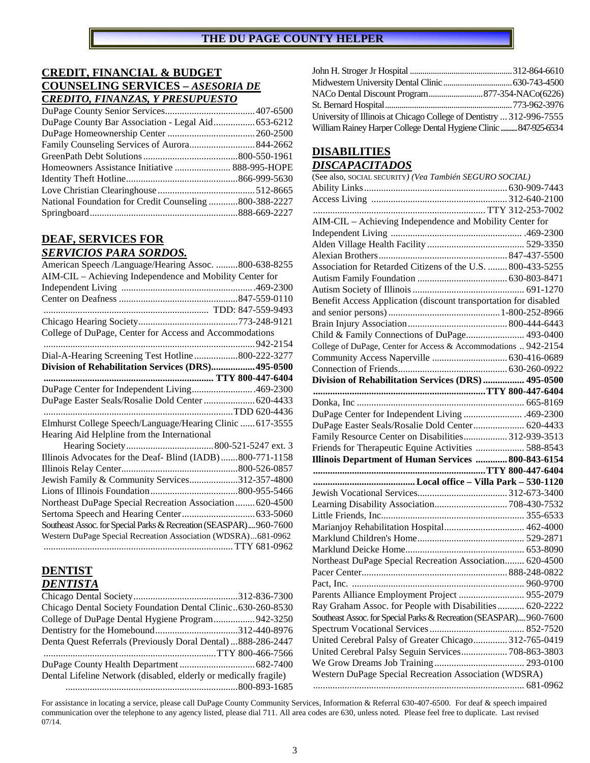**THE DU PAGE COUNTY HELPER**

## CREDIT, FINANCIAL & BUDGET COUNSELING SERVICES – *ASESORIA DE CREDITO, FINANZAS, Y PRESUPUESTO*

DuPage County Senior Services....................................407-6500
DuPage County Bar Association - Legal Aid.................653-6212
DuPage Homeownership Center ....................................260-2500
Family Counseling Services of Aurora...........................844-2662
GreenPath Debt Solutions.......................................800-550-1961
Homeowners Assistance Initiative ....................... 888-995-HOPE
Identity Theft Hotline.............................................866-999-5630
Love Christian Clearinghouse........................................512-8665
National Foundation for Credit Counseling ............800-388-2227
Springboard............................................................888-669-2227

## DEAF, SERVICES FOR *SERVICIOS PARA SORDOS.*

American Speech /Language/Hearing Assoc. .........800-638-8255
AIM-CIL – Achieving Independence and Mobility Center for Independent Living ......................................................469-2300
Center on Deafness ................................................847-559-0110
.................................................................... TDD: 847-559-9493
Chicago Hearing Society........................................773-248-9121
College of DuPage, Center for Access and Accommodations ......................................................................................942-2154
Dial-A-Hearing Screening Test Hotline..................800-222-3277
**Division of Rehabilitation Services (DRS).................495-0500**
**....................................................................... TTY 800-447-6404**
DuPage Center for Independent Living..........................469-2300
DuPage Easter Seals/Rosalie Dold Center .....................620-4433
...............................................................................TDD 620-4436
Elmhurst College Speech/Language/Hearing Clinic ......617-3555
Hearing Aid Helpline from the International Hearing Society....................................800-521-5247 ext. 3
Illinois Advocates for the Deaf- Blind (IADB).......800-771-1158
Illinois Relay Center...............................................800-526-0857
Jewish Family & Community Services....................312-357-4800
Lions of Illinois Foundation...................................800-955-5466
Northeast DuPage Special Recreation Association........620-4500
Sertoma Speech and Hearing Center..............................633-5060
Southeast Assoc. for Special Parks & Recreation (SEASPAR)....960-7600
Western DuPage Special Recreation Association (WDSRA)...681-0962
..............................................................................TTY 681-0962

## DENTIST *DENTISTA*

Chicago Dental Society...........................................312-836-7300
Chicago Dental Society Foundation Dental Clinic..630-260-8530
College of DuPage Dental Hygiene Program.................942-3250
Dentistry for the Homebound..................................312-440-8976
Denta Quest Referrals (Previously Doral Dental)...888-286-2447
.....................................................................TTY 800-466-7566
DuPage County Health Department...............................682-7400
Dental Lifeline Network (disabled, elderly or medically fragile) ......................................................................800-893-1685
John H. Stroger Jr Hospital ...............................................312-864-6610
Midwestern University Dental Clinic.................................630-743-4500
NACo Dental Discount Program..........................877-354-NACo(6226)
St. Bernard Hospital..........................................................773-962-3976
University of Illinois at Chicago College of Dentistry ... 312-996-7555
William Rainey Harper College Dental Hygiene Clinic..........847-925-6534

## DISABILITIES *DISCAPACITADOS*

(See also, SOCIAL SECURITY) *(Vea También SEGURO SOCIAL)*
Ability Links...........................................................630-909-7443
Access Living .......................................................312-640-2100
...................................................................... TTY 312-253-7002
AIM-CIL – Achieving Independence and Mobility Center for Independent Living ......................................................469-2300
Alden Village Health Facility .........................................529-3350
Alexian Brothers.....................................................847-437-5500
Association for Retarded Citizens of the U.S. ........ 800-433-5255
Autism Family Foundation ....................................630-803-8471
Autism Society of Illinois .............................................. 691-1270
Benefit Access Application (discount transportation for disabled and senior persons).............................................1-800-252-8966
Brain Injury Association.........................................800-444-6443
Child & Family Connections of DuPage........................ 493-0400
College of DuPage, Center for Access & Accommodations .. 942-2154
Community Access Naperville ...............................630-416-0689
Connection of Friends............................................630-260-0922
**Division of Rehabilitation Services (DRS)................. 495-0500**
**.......................................................................TTY 800-447-6404**
Donka, Inc ..................................................................... 665-8169
DuPage Center for Independent Living ........................ .469-2300
DuPage Easter Seals/Rosalie Dold Center..................... 620-4433
Family Resource Center on Disabilities..................312-939-3513
Friends for Therapeutic Equine Activities .................... 588-8543
**Illinois Department of Human Services ............. 800-843-6154**
**.......................................................................TTY 800-447-6404**
**.......................................... Local office – Villa Park – 530-1120**
Jewish Vocational Services....................................312-673-3400
Learning Disability Association.............................708-430-7532
Little Friends, Inc.......................................................... 355-6533
Marianjoy Rehabilitation Hospital................................. 462-4000
Marklund Children's Home............................................ 529-2871
Marklund Deicke Home................................................. 653-8090
Northeast DuPage Special Recreation Association........ 620-4500
Pacer Center...........................................................888-248-0822
Pact, Inc. ...................................................................... 960-9700
Parents Alliance Employment Project ........................... 955-2079
Ray Graham Assoc. for People with Disabilities........... 620-2222
Southeast Assoc. for Special Parks & Recreation (SEASPAR)....960-7600
Spectrum Vocational Services....................................... 852-7520
United Cerebral Palsy of Greater Chicago..............312-765-0419
United Cerebral Palsy Seguin Services...................708-863-3803
We Grow Dreams Job Training..................................... 293-0100
Western DuPage Special Recreation Association (WDSRA) ...................................................................................... 681-0962

For assistance in locating a service, please call DuPage County Community Services, Information & Referral 630-407-6500. For deaf & speech impaired communication over the telephone to any agency listed, please dial 711. All area codes are 630, unless noted. Please feel free to duplicate. Last revised 07/14.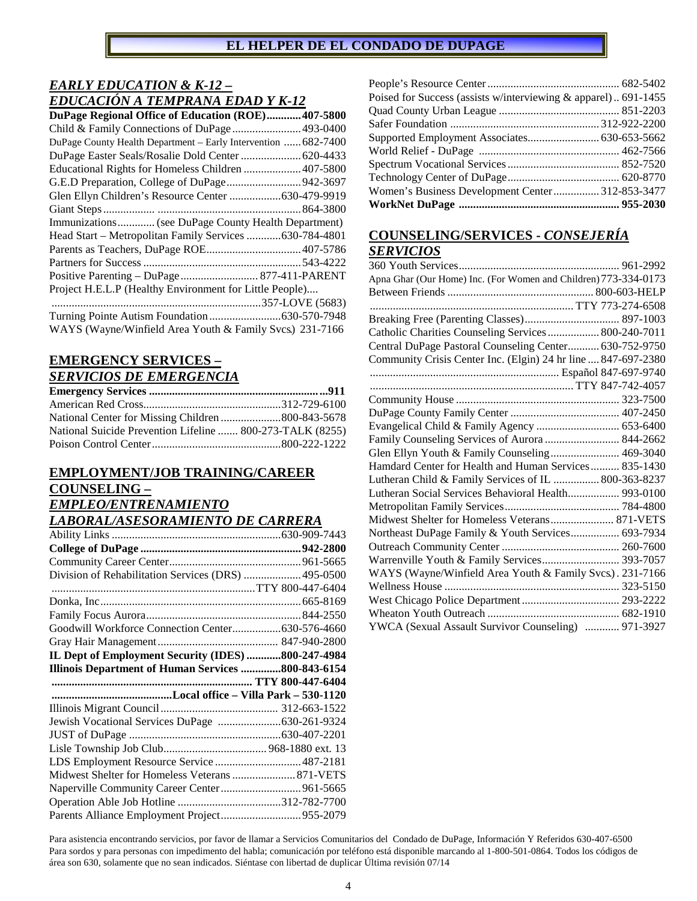# EL HELPER DE EL CONDADO DE DUPAGE

## *EARLY EDUCATION & K-12 – EDUCACIÓN A TEMPRANA EDAD Y K-12*

**DuPage Regional Office of Education (ROE)............407-5800**
Child & Family Connections of DuPage........................493-0400
DuPage County Health Department – Early Intervention ......682-7400
DuPage Easter Seals/Rosalie Dold Center.....................620-4433
Educational Rights for Homeless Children....................407-5800
G.E.D Preparation, College of DuPage..........................942-3697
Glen Ellyn Children's Resource Center ..................630-479-9919
Giant Steps.................. .................................................864-3800
Immunizations............. (see DuPage County Health Department)
Head Start – Metropolitan Family Services ............630-784-4801
Parents as Teachers, DuPage ROE.................................407-5786
Partners for Success .......................................................543-4222
Positive Parenting – DuPage........................... 877-411-PARENT
Project H.E.L.P (Healthy Environment for Little People)....
........................................................................357-LOVE (5683)
Turning Pointe Autism Foundation.........................630-570-7948
WAYS (Wayne/Winfield Area Youth & Family Svcs) 231-7166

## EMERGENCY SERVICES – *SERVICIOS DE EMERGENCIA*

**Emergency Services ............................................................911**
American Red Cross................................................312-729-6100
National Center for Missing Children.....................800-843-5678
National Suicide Prevention Lifeline ....... 800-273-TALK (8255)
Poison Control Center.............................................800-222-1222

## EMPLOYMENT/JOB TRAINING/CAREER COUNSELING – *EMPLEO/ENTRENAMIENTO LABORAL/ASESORAMIENTO DE CARRERA*

Ability Links ...........................................................630-909-7443
**College of DuPage .......................................................942-2800**
Community Career Center.............................................961-5665
Division of Rehabilitation Services (DRS) ....................495-0500
......................................................................TTY 800-447-6404
Donka, Inc......................................................................665-8169
Family Focus Aurora.....................................................844-2550
Goodwill Workforce Connection Center.................630-576-4660
Gray Hair Management.......................................... 847-940-2800
**IL Dept of Employment Security (IDES) ............800-247-4984**
**Illinois Department of Human Services ..............800-843-6154**
**...................................................................... TTY 800-447-6404**
**..........................................Local office – Villa Park – 530-1120**
Illinois Migrant Council......................................... 312-663-1522
Jewish Vocational Services DuPage ......................630-261-9324
JUST of DuPage ....................................................630-407-2201
Lisle Township Job Club................................... 968-1880 ext. 13
LDS Employment Resource Service.............................487-2181
Midwest Shelter for Homeless Veterans......................871-VETS
Naperville Community Career Center............................961-5665
Operation Able Job Hotline ....................................312-782-7700
Parents Alliance Employment Project............................955-2079
People's Resource Center.............................................. 682-5402
Poised for Success (assists w/interviewing & apparel).. 691-1455
Quad County Urban League .......................................... 851-2203
Safer Foundation ....................................................312-922-2200
Supported Employment Associates.........................630-653-5662
World Relief - DuPage ................................................. 462-7566
Spectrum Vocational Services....................................... 852-7520
Technology Center of DuPage....................................... 620-8770
Women's Business Development Center................312-853-3477
**WorkNet DuPage ........................................................ 955-2030**

## COUNSELING/SERVICES - *CONSEJERÍA SERVICIOS*

360 Youth Services........................................................ 961-2992
Apna Ghar (Our Home) Inc. (For Women and Children) 773-334-0173
Between Friends ................................................... 800-603-HELP
...................................................................... TTY 773-274-6508
Breaking Free (Parenting Classes)................................. 897-1003
Catholic Charities Counseling Services.................. 800-240-7011
Central DuPage Pastoral Counseling Center........... 630-752-9750
Community Crisis Center Inc. (Elgin) 24 hr line .... 847-697-2380
................................................................. Español 847-697-9740
...................................................................... TTY 847-742-4057
Community House......................................................... 323-7500
DuPage County Family Center ...................................... 407-2450
Evangelical Child & Family Agency ............................. 653-6400
Family Counseling Services of Aurora .......................... 844-2662
Glen Ellyn Youth & Family Counseling........................ 469-3040
Hamdard Center for Health and Human Services.......... 835-1430
Lutheran Child & Family Services of IL ................ 800-363-8237
Lutheran Social Services Behavioral Health.................. 993-0100
Metropolitan Family Services........................................ 784-4800
Midwest Shelter for Homeless Veterans...................... 871-VETS
Northeast DuPage Family & Youth Services................. 693-7934
Outreach Community Center ......................................... 260-7600
Warrenville Youth & Family Services........................... 393-7057
WAYS (Wayne/Winfield Area Youth & Family Svcs). 231-7166
Wellness House ............................................................. 323-5150
West Chicago Police Department.................................. 293-2222
Wheaton Youth Outreach .............................................. 682-1910
YWCA (Sexual Assault Survivor Counseling) ............ 971-3927

Para asistencia encontrando servicios, por favor de llamar a Servicios Comunitarios del Condado de DuPage, Información Y Referidos 630-407-6500
Para sordos y para personas con impedimento del habla; comunicación por teléfono está disponible marcando al 1-800-501-0864. Todos los códigos de área son 630, solamente que no sean indicados. Siéntase con libertad de duplicar Última revisión 07/14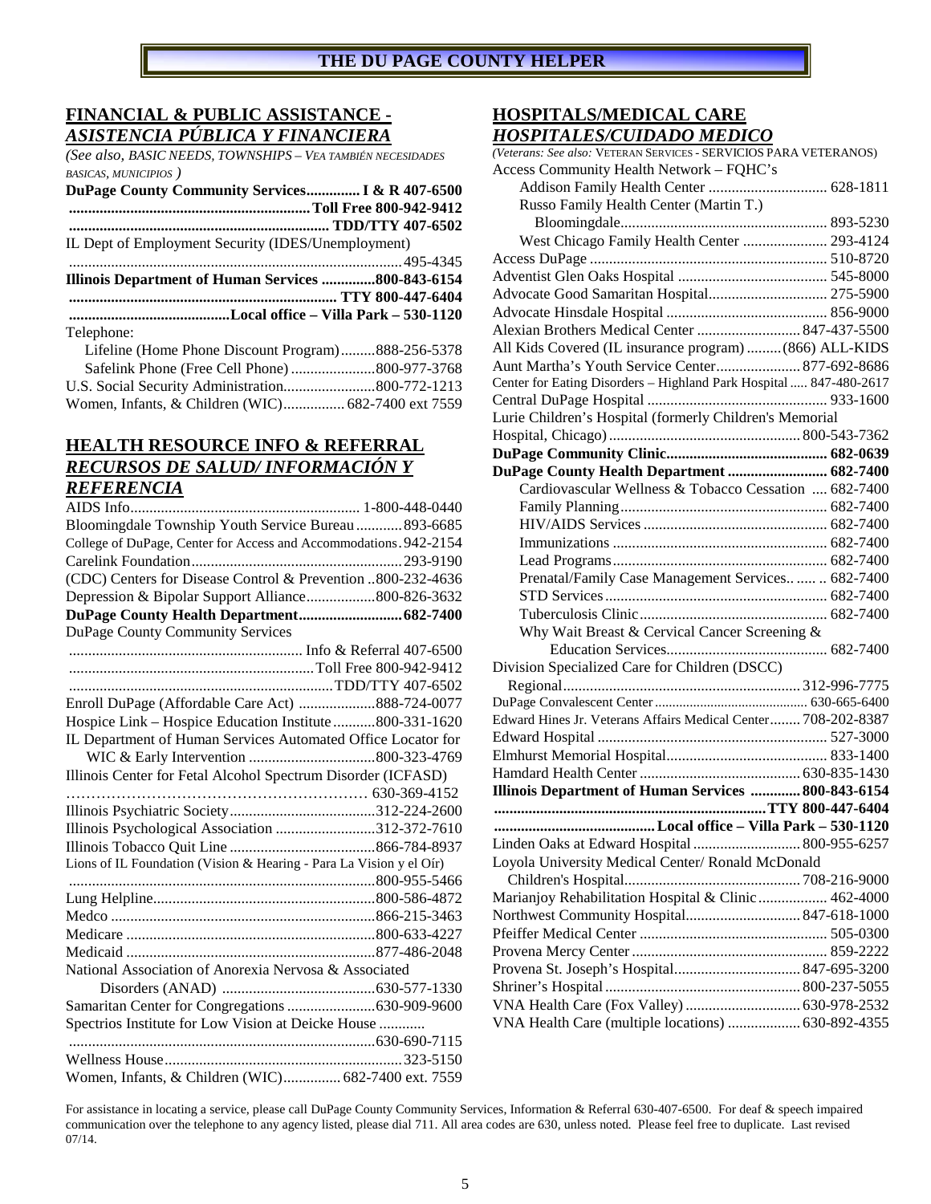# THE DU PAGE COUNTY HELPER

## FINANCIAL & PUBLIC ASSISTANCE - *ASISTENCIA PÚBLICA Y FINANCIERA*

*(See also, BASIC NEEDS, TOWNSHIPS – VEA TAMBIÉN NECESIDADES BASICAS, MUNICIPIOS )*

**DuPage County Community Services.............. I & R 407-6500**
**............................................................... Toll Free 800-942-9412**
**.................................................................. TDD/TTY 407-6502**

IL Dept of Employment Security (IDES/Unemployment) ....................................................................................... 495-4345

**Illinois Department of Human Services ..............800-843-6154**
**..................................................................... TTY 800-447-6404**
**..........................................Local office – Villa Park – 530-1120**

Telephone:

- Lifeline (Home Phone Discount Program).........888-256-5378
- Safelink Phone (Free Cell Phone) ......................800-977-3768

U.S. Social Security Administration........................800-772-1213
Women, Infants, & Children (WIC)................ 682-7400 ext 7559

## HEALTH RESOURCE INFO & REFERRAL *RECURSOS DE SALUD/ INFORMACIÓN Y REFERENCIA*

AIDS Info........................................................... 1-800-448-0440
Bloomingdale Township Youth Service Bureau ............893-6685
College of DuPage, Center for Access and Accommodations.942-2154
Carelink Foundation.......................................................293-9190
(CDC) Centers for Disease Control & Prevention ..800-232-4636
Depression & Bipolar Support Alliance..................800-826-3632
**DuPage County Health Department...........................682-7400**
DuPage County Community Services
............................................................. Info & Referral 407-6500
................................................................Toll Free 800-942-9412
...................................................................TDD/TTY 407-6502
Enroll DuPage (Affordable Care Act) ....................888-724-0077
Hospice Link – Hospice Education Institute ...........800-331-1620
IL Department of Human Services Automated Office Locator for WIC & Early Intervention .................................800-323-4769
Illinois Center for Fetal Alcohol Spectrum Disorder (ICFASD) …………………………………………………… 630-369-4152
Illinois Psychiatric Society......................................312-224-2600
Illinois Psychological Association ..........................312-372-7610
Illinois Tobacco Quit Line ......................................866-784-8937
Lions of IL Foundation (Vision & Hearing - Para La Vision y el Oír) ................................................................................800-955-5466
Lung Helpline..........................................................800-586-4872
Medco .....................................................................866-215-3463
Medicare .................................................................800-633-4227
Medicaid .................................................................877-486-2048
National Association of Anorexia Nervosa & Associated Disorders (ANAD) ........................................630-577-1330
Samaritan Center for Congregations .......................630-909-9600
Spectrios Institute for Low Vision at Deicke House ............ ................................................................................630-690-7115
Wellness House.............................................................323-5150
Women, Infants, & Children (WIC)............... 682-7400 ext. 7559

## HOSPITALS/MEDICAL CARE *HOSPITALES/CUIDADO MEDICO*

*(Veterans: See also: VETERAN SERVICES - SERVICIOS PARA VETERANOS)*

Access Community Health Network – FQHC's

- Addison Family Health Center ................................ 628-1811
- Russo Family Health Center (Martin T.) Bloomingdale...................................................... 893-5230
- West Chicago Family Health Center ...................... 293-4124

Access DuPage ............................................................. 510-8720
Adventist Glen Oaks Hospital ....................................... 545-8000
Advocate Good Samaritan Hospital............................... 275-5900
Advocate Hinsdale Hospital .......................................... 856-9000
Alexian Brothers Medical Center ........................... 847-437-5500
All Kids Covered (IL insurance program) .........(866) ALL-KIDS
Aunt Martha's Youth Service Center...................... 877-692-8686
Center for Eating Disorders – Highland Park Hospital ..... 847-480-2617
Central DuPage Hospital ............................................... 933-1600
Lurie Children's Hospital (formerly Children's Memorial Hospital, Chicago) .................................................. 800-543-7362
**DuPage Community Clinic.......................................... 682-0639**
**DuPage County Health Department .......................... 682-7400**

- Cardiovascular Wellness & Tobacco Cessation .... 682-7400
- Family Planning..................................................... 682-7400
- HIV/AIDS Services ................................................ 682-7400
- Immunizations ........................................................ 682-7400
- Lead Programs........................................................ 682-7400
- Prenatal/Family Case Management Services.. ..... .. 682-7400
- STD Services .......................................................... 682-7400
- Tuberculosis Clinic................................................. 682-7400
- Why Wait Breast & Cervical Cancer Screening & Education Services.......................................... 682-7400

Division Specialized Care for Children (DSCC) Regional............................................................. 312-996-7775
DuPage Convalescent Center ........................................... 630-665-6400
Edward Hines Jr. Veterans Affairs Medical Center........ 708-202-8387
Edward Hospital ............................................................ 527-3000
Elmhurst Memorial Hospital.......................................... 833-1400
Hamdard Health Center .......................................... 630-835-1430
**Illinois Department of Human Services ............. 800-843-6154**
**....................................................................... TTY 800-447-6404**
**.......................................... Local office – Villa Park – 530-1120**
Linden Oaks at Edward Hospital ............................ 800-955-6257
Loyola University Medical Center/ Ronald McDonald Children's Hospital.............................................. 708-216-9000
Marianjoy Rehabilitation Hospital & Clinic .................. 462-4000
Northwest Community Hospital............................. 847-618-1000
Pfeiffer Medical Center ................................................. 505-0300
Provena Mercy Center ................................................... 859-2222
Provena St. Joseph's Hospital................................. 847-695-3200
Shriner's Hospital ................................................... 800-237-5055
VNA Health Care (Fox Valley) ............................. 630-978-2532
VNA Health Care (multiple locations) ................... 630-892-4355

For assistance in locating a service, please call DuPage County Community Services, Information & Referral 630-407-6500. For deaf & speech impaired communication over the telephone to any agency listed, please dial 711. All area codes are 630, unless noted. Please feel free to duplicate. Last revised 07/14.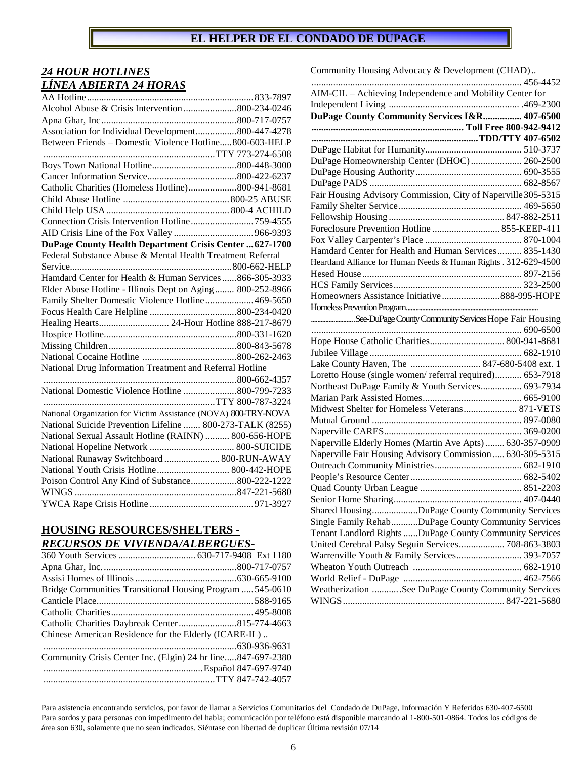# EL HELPER DE EL CONDADO DE DUPAGE

## *24 HOUR HOTLINES*
## *LÍNEA ABIERTA 24 HORAS*

AA Hotline....................................................................833-7897
Alcohol Abuse & Crisis Intervention......................800-234-0246
Apna Ghar, Inc.......................................................800-717-0757
Association for Individual Development.................800-447-4278
Between Friends – Domestic Violence Hotline.....800-603-HELP
.......................................................................TTY 773-274-6508
Boys Town National Hotline...................................800-448-3000
Cancer Information Service....................................800-422-6237
Catholic Charities (Homeless Hotline)....................800-941-8681
Child Abuse Hotline ............................................800-25 ABUSE
Child Help USA...................................................800-4 ACHILD
Connection Crisis Intervention Hotline..........................759-4555
AID Crisis Line of the Fox Valley.................................966-9393
**DuPage County Health Department Crisis Center ...627-1700**
Federal Substance Abuse & Mental Health Treatment Referral Service..................................................................800-662-HELP
Hamdard Center for Health & Human Services......866-305-3933
Elder Abuse Hotline - Illinois Dept on Aging........ 800-252-8966
Family Shelter Domestic Violence Hotline....................469-5650
Focus Health Care Helpline ....................................800-234-0420
Healing Hearts............................. 24-Hour Hotline 888-217-8679
Hospice Hotline......................................................800-331-1620
Missing Children....................................................800-843-5678
National Cocaine Hotline .......................................800-262-2463
National Drug Information Treatment and Referral Hotline
...............................................................................800-662-4357
National Domestic Violence Hotline ......................800-799-7233
.......................................................................TTY 800-787-3224
National Organization for Victim Assistance (NOVA) 800-TRY-NOVA
National Suicide Prevention Lifeline ....... 800-273-TALK (8255)
National Sexual Assault Hotline (RAINN) .......... 800-656-HOPE
National Hopeline Network ................................... 800-SUICIDE
National Runaway Switchboard....................... 800-RUN-AWAY
National Youth Crisis Hotline.............................. 800-442-HOPE
Poison Control Any Kind of Substance...................800-222-1222
WINGS ..................................................................847-221-5680
YWCA Rape Crisis Hotline...........................................971-3927

## HOUSING RESOURCES/SHELTERS - *RECURSOS DE VIVIENDA/ALBERGUES-*

360 Youth Services................................ 630-717-9408 Ext 1180
Apna Ghar, Inc.......................................................800-717-0757
Assisi Homes of Illinois..........................................630-665-9100
Bridge Communities Transitional Housing Program .....545-0610
Canticle Place................................................................588-9165
Catholic Charities...........................................................495-8008
Catholic Charities Daybreak Center........................815-774-4663
Chinese American Residence for the Elderly (ICARE-IL) ..
...............................................................................630-936-9631
Community Crisis Center Inc. (Elgin) 24 hr line.....847-697-2380
.................................................................Español 847-697-9740
.......................................................................TTY 847-742-4057
Community Housing Advocacy & Development (CHAD)..
........................................................................................ 456-4452
AIM-CIL – Achieving Independence and Mobility Center for Independent Living ...................................................... .469-2300
**DuPage County Community Services I&R................ 407-6500**
**............................................................... Toll Free 800-942-9412**
**.....................................................................TDD/TTY 407-6502**
DuPage Habitat for Humanity........................................ 510-3737
DuPage Homeownership Center (DHOC)..................... 260-2500
DuPage Housing Authority............................................ 690-3555
DuPage PADS ............................................................... 682-8567
Fair Housing Advisory Commission, City of Naperville 305-5315
Family Shelter Service.................................................. 469-5650
Fellowship Housing................................................ 847-882-2511
Foreclosure Prevention Hotline ............................ 855-KEEP-411
Fox Valley Carpenter's Place ........................................ 870-1004
Hamdard Center for Health and Human Services.......... 835-1430
Heartland Alliance for Human Needs & Human Rights . 312-629-4500
Hesed House.................................................................. 897-2156
HCS Family Services..................................................... 323-2500
Homeowners Assistance Initiative........................888-995-HOPE
Homeless Prevention Program.......................................................
..........................See DuPage County Community Services Hope Fair Housing
....................................................................................... 690-6500
Hope House Catholic Charities............................... 800-941-8681
Jubilee Village............................................................... 682-1910
Lake County Haven, The ............................ 847-680-5408 ext. 1
Loretto House (single women/ referral required)........... 653-7918
Northeast DuPage Family & Youth Services................. 693-7934
Marian Park Assisted Homes......................................... 665-9100
Midwest Shelter for Homeless Veterans...................... 871-VETS
Mutual Ground .............................................................. 897-0080
Naperville CARES......................................................... 369-0200
Naperville Elderly Homes (Martin Ave Apts) ........ 630-357-0909
Naperville Fair Housing Advisory Commission ..... 630-305-5315
Outreach Community Ministries.................................... 682-1910
People's Resource Center.............................................. 682-5402
Quad County Urban League .......................................... 851-2203
Senior Home Sharing..................................................... 407-0440
Shared Housing...................DuPage County Community Services
Single Family Rehab...........DuPage County Community Services
Tenant Landlord Rights ......DuPage County Community Services
United Cerebral Palsy Seguin Services................... 708-863-3803
Warrenville Youth & Family Services........................... 393-7057
Wheaton Youth Outreach ............................................. 682-1910
World Relief - DuPage ................................................. 462-7566
Weatherization ............See DuPage County Community Services
WINGS.................................................................. 847-221-5680

Para asistencia encontrando servicios, por favor de llamar a Servicios Comunitarios del Condado de DuPage, Información Y Referidos 630-407-6500
Para sordos y para personas con impedimento del habla; comunicación por teléfono está disponible marcando al 1-800-501-0864. Todos los códigos de área son 630, solamente que no sean indicados. Siéntase con libertad de duplicar Última revisión 07/14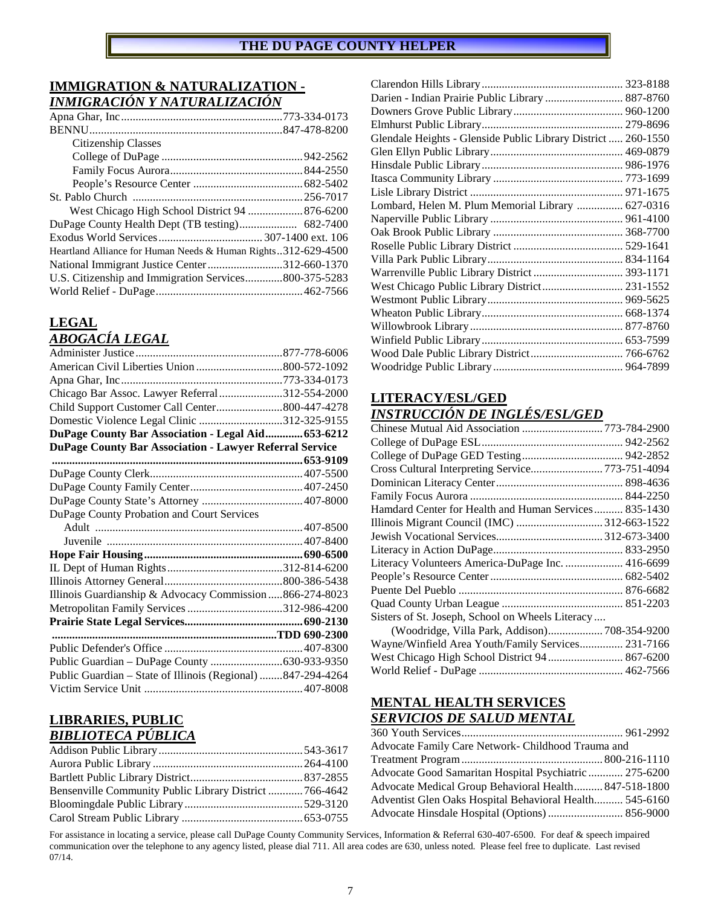**THE DU PAGE COUNTY HELPER**

## IMMIGRATION & NATURALIZATION - *INMIGRACIÓN Y NATURALIZACIÓN*

Apna Ghar, Inc........................................................773-334-0173
BENNU...................................................................847-478-8200
Citizenship Classes
College of DuPage ................................................942-2562
Family Focus Aurora.............................................844-2550
People's Resource Center ......................................682-5402
St. Pablo Church ..........................................................256-7017
West Chicago High School District 94 ...................876-6200
DuPage County Health Dept (TB testing).................... 682-7400
Exodus World Services...................................307-1400 ext. 106
Heartland Alliance for Human Needs & Human Rights..312-629-4500
National Immigrant Justice Center..........................312-660-1370
U.S. Citizenship and Immigration Services.............800-375-5283
World Relief - DuPage..................................................462-7566

## LEGAL *ABOGACÍA LEGAL*

Administer Justice..................................................877-778-6006
American Civil Liberties Union.............................800-572-1092
Apna Ghar, Inc.......................................................773-334-0173
Chicago Bar Assoc. Lawyer Referral......................312-554-2000
Child Support Customer Call Center.......................800-447-4278
Domestic Violence Legal Clinic ............................312-325-9155
**DuPage County Bar Association - Legal Aid............653-6212**
**DuPage County Bar Association - Lawyer Referral Service ......................................................................................653-9109**
DuPage County Clerk....................................................407-5500
DuPage County Family Center.......................................407-2450
DuPage County State's Attorney ...................................407-8000
DuPage County Probation and Court Services
Adult .......................................................................407-8500
Juvenile ..................................................................407-8400
**Hope Fair Housing......................................................690-6500**
IL Dept of Human Rights........................................312-814-6200
Illinois Attorney General.........................................800-386-5438
Illinois Guardianship & Advocacy Commission.....866-274-8023
Metropolitan Family Services.................................312-986-4200
**Prairie State Legal Services........................................690-2130**
**............................................................................TDD 690-2300**
Public Defender's Office ................................................407-8300
Public Guardian – DuPage County .........................630-933-9350
Public Guardian – State of Illinois (Regional) ........847-294-4264
Victim Service Unit .......................................................407-8008

## LIBRARIES, PUBLIC *BIBLIOTECA PÚBLICA*

Addison Public Library..................................................543-3617
Aurora Public Library....................................................264-4100
Bartlett Public Library District.......................................837-2855
Bensenville Community Public Library District ............766-4642
Bloomingdale Public Library.........................................529-3120
Carol Stream Public Library ..........................................653-0755
Clarendon Hills Library................................................. 323-8188
Darien - Indian Prairie Public Library ........................... 887-8760
Downers Grove Public Library...................................... 960-1200
Elmhurst Public Library................................................. 279-8696
Glendale Heights - Glenside Public Library District ..... 260-1550
Glen Ellyn Public Library.............................................. 469-0879
Hinsdale Public Library................................................. 986-1976
Itasca Community Library ............................................. 773-1699
Lisle Library District ..................................................... 971-1675
Lombard, Helen M. Plum Memorial Library ................ 627-0316
Naperville Public Library .............................................. 961-4100
Oak Brook Public Library .............................................. 368-7700
Roselle Public Library District ...................................... 529-1641
Villa Park Public Library............................................... 834-1164
Warrenville Public Library District ............................... 393-1171
West Chicago Public Library District............................ 231-1552
Westmont Public Library............................................... 969-5625
Wheaton Public Library................................................. 668-1374
Willowbrook Library..................................................... 877-8760
Winfield Public Library................................................. 653-7599
Wood Dale Public Library District................................ 766-6762
Woodridge Public Library............................................. 964-7899

## LITERACY/ESL/GED *INSTRUCCIÓN DE INGLÉS/ESL/GED*

Chinese Mutual Aid Association ............................773-784-2900
College of DuPage ESL................................................. 942-2562
College of DuPage GED Testing................................... 942-2852
Cross Cultural Interpreting Service.........................773-751-4094
Dominican Literacy Center............................................ 898-4636
Family Focus Aurora ..................................................... 844-2250
Hamdard Center for Health and Human Services.......... 835-1430
Illinois Migrant Council (IMC) .............................312-663-1522
Jewish Vocational Services.....................................312-673-3400
Literacy in Action DuPage............................................. 833-2950
Literacy Volunteers America-DuPage Inc. .................... 416-6699
People's Resource Center.............................................. 682-5402
Puente Del Pueblo ......................................................... 876-6682
Quad County Urban League .......................................... 851-2203
Sisters of St. Joseph, School on Wheels Literacy....
(Woodridge, Villa Park, Addison)...................708-354-9200
Wayne/Winfield Area Youth/Family Services............... 231-7166
West Chicago High School District 94.......................... 867-6200
World Relief - DuPage .................................................. 462-7566

## MENTAL HEALTH SERVICES *SERVICIOS DE SALUD MENTAL*

360 Youth Services........................................................ 961-2992
Advocate Family Care Network- Childhood Trauma and Treatment Program.................................................800-216-1110
Advocate Good Samaritan Hospital Psychiatric............ 275-6200
Advocate Medical Group Behavioral Health..........847-518-1800
Adventist Glen Oaks Hospital Behavioral Health.......... 545-6160
Advocate Hinsdale Hospital (Options).......................... 856-9000

For assistance in locating a service, please call DuPage County Community Services, Information & Referral 630-407-6500. For deaf & speech impaired communication over the telephone to any agency listed, please dial 711. All area codes are 630, unless noted. Please feel free to duplicate. Last revised 07/14.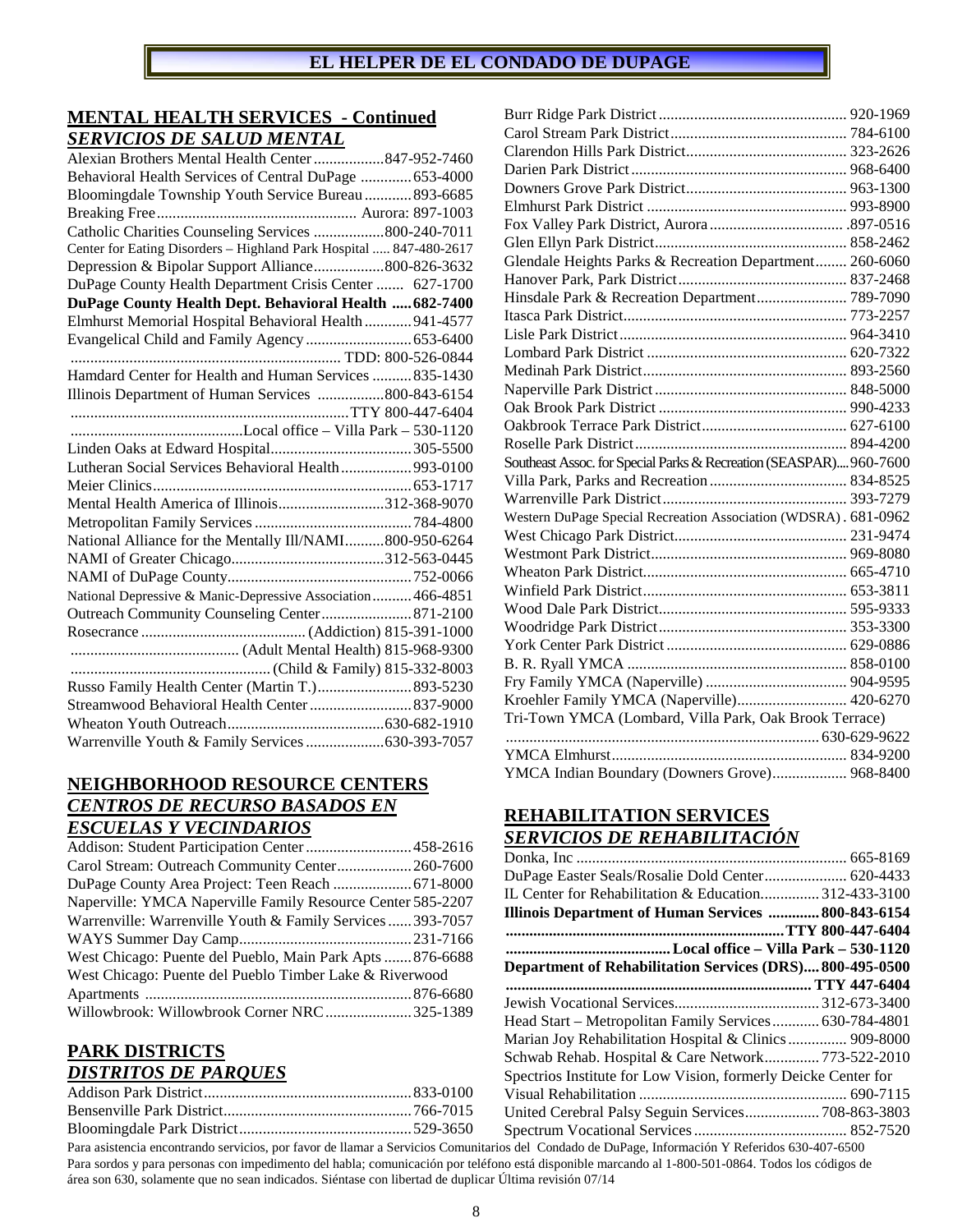# EL HELPER DE EL CONDADO DE DUPAGE

## MENTAL HEALTH SERVICES - Continued
## *SERVICIOS DE SALUD MENTAL*

Alexian Brothers Mental Health Center .................. 847-952-7460
Behavioral Health Services of Central DuPage ............. 653-4000
Bloomingdale Township Youth Service Bureau ............ 893-6685
Breaking Free .................................................. Aurora: 897-1003
Catholic Charities Counseling Services .................. 800-240-7011
Center for Eating Disorders – Highland Park Hospital ..... 847-480-2617
Depression & Bipolar Support Alliance .................. 800-826-3632
DuPage County Health Department Crisis Center ....... 627-1700
**DuPage County Health Dept. Behavioral Health ..... 682-7400**
Elmhurst Memorial Hospital Behavioral Health ............ 941-4577
Evangelical Child and Family Agency ........................... 653-6400
.................................................................... TDD: 800-526-0844
Hamdard Center for Health and Human Services .......... 835-1430
Illinois Department of Human Services ................. 800-843-6154
...................................................................... TTY 800-447-6404
........................................... Local office – Villa Park – 530-1120
Linden Oaks at Edward Hospital .................................... 305-5500
Lutheran Social Services Behavioral Health .................. 993-0100
Meier Clinics ................................................................. 653-1717
Mental Health America of Illinois ........................... 312-368-9070
Metropolitan Family Services ........................................ 784-4800
National Alliance for the Mentally Ill/NAMI .......... 800-950-6264
NAMI of Greater Chicago ....................................... 312-563-0445
NAMI of DuPage County .............................................. 752-0066
National Depressive & Manic-Depressive Association .......... 466-4851
Outreach Community Counseling Center ....................... 871-2100
Rosecrance .......................................... (Addiction) 815-391-1000
.......................................... (Adult Mental Health) 815-968-9300
.................................................. (Child & Family) 815-332-8003
Russo Family Health Center (Martin T.) ........................ 893-5230
Streamwood Behavioral Health Center .......................... 837-9000
Wheaton Youth Outreach ........................................ 630-682-1910
Warrenville Youth & Family Services .................... 630-393-7057

## NEIGHBORHOOD RESOURCE CENTERS
## *CENTROS DE RECURSO BASADOS EN ESCUELAS Y VECINDARIOS*

Addison: Student Participation Center ........................... 458-2616
Carol Stream: Outreach Community Center ................... 260-7600
DuPage County Area Project: Teen Reach .................... 671-8000
Naperville: YMCA Naperville Family Resource Center 585-2207
Warrenville: Warrenville Youth & Family Services ...... 393-7057
WAYS Summer Day Camp ............................................ 231-7166
West Chicago: Puente del Pueblo, Main Park Apts ....... 876-6688
West Chicago: Puente del Pueblo Timber Lake & Riverwood Apartments .................................................................... 876-6680
Willowbrook: Willowbrook Corner NRC ...................... 325-1389

## PARK DISTRICTS
## *DISTRITOS DE PARQUES*

Addison Park District .................................................... 833-0100
Bensenville Park District ................................................ 766-7015
Bloomingdale Park District ............................................ 529-3650
Burr Ridge Park District ................................................ 920-1969
Carol Stream Park District ............................................. 784-6100
Clarendon Hills Park District ......................................... 323-2626
Darien Park District ....................................................... 968-6400
Downers Grove Park District ......................................... 963-1300
Elmhurst Park District ................................................... 993-8900
Fox Valley Park District, Aurora .................................. .897-0516
Glen Ellyn Park District ................................................. 858-2462
Glendale Heights Parks & Recreation Department ........ 260-6060
Hanover Park, Park District ........................................... 837-2468
Hinsdale Park & Recreation Department ....................... 789-7090
Itasca Park District ......................................................... 773-2257
Lisle Park District .......................................................... 964-3410
Lombard Park District ................................................... 620-7322
Medinah Park District .................................................... 893-2560
Naperville Park District ................................................. 848-5000
Oak Brook Park District ................................................ 990-4233
Oakbrook Terrace Park District ..................................... 627-6100
Roselle Park District ...................................................... 894-4200
Southeast Assoc. for Special Parks & Recreation (SEASPAR).... 960-7600
Villa Park, Parks and Recreation ................................... 834-8525
Warrenville Park District ............................................... 393-7279
Western DuPage Special Recreation Association (WDSRA) . 681-0962
West Chicago Park District ............................................ 231-9474
Westmont Park District .................................................. 969-8080
Wheaton Park District .................................................... 665-4710
Winfield Park District .................................................... 653-3811
Wood Dale Park District ................................................ 595-9333
Woodridge Park District ................................................ 353-3300
York Center Park District .............................................. 629-0886
B. R. Ryall YMCA ........................................................ 858-0100
Fry Family YMCA (Naperville) .................................... 904-9595
Kroehler Family YMCA (Naperville) ............................ 420-6270
Tri-Town YMCA (Lombard, Villa Park, Oak Brook Terrace) ........................................................................... 630-629-9622
YMCA Elmhurst ............................................................ 834-9200
YMCA Indian Boundary (Downers Grove) ................... 968-8400

## REHABILITATION SERVICES
## *SERVICIOS DE REHABILITACIÓN*

Donka, Inc ..................................................................... 665-8169
DuPage Easter Seals/Rosalie Dold Center ..................... 620-4433
IL Center for Rehabilitation & Education ............... 312-433-3100
**Illinois Department of Human Services ............. 800-843-6154**
**...................................................................... TTY 800-447-6404**
**........................................ Local office – Villa Park – 530-1120**
**Department of Rehabilitation Services (DRS).... 800-495-0500**
**............................................................................ TTY 447-6404**
Jewish Vocational Services ..................................... 312-673-3400
Head Start – Metropolitan Family Services ............ 630-784-4801
Marian Joy Rehabilitation Hospital & Clinics ............... 909-8000
Schwab Rehab. Hospital & Care Network .............. 773-522-2010
Spectrios Institute for Low Vision, formerly Deicke Center for Visual Rehabilitation ..................................................... 690-7115
United Cerebral Palsy Seguin Services ................... 708-863-3803
Spectrum Vocational Services ....................................... 852-7520

Para asistencia encontrando servicios, por favor de llamar a Servicios Comunitarios del Condado de DuPage, Información Y Referidos 630-407-6500
Para sordos y para personas con impedimento del habla; comunicación por teléfono está disponible marcando al 1-800-501-0864. Todos los códigos de área son 630, solamente que no sean indicados. Siéntase con libertad de duplicar Última revisión 07/14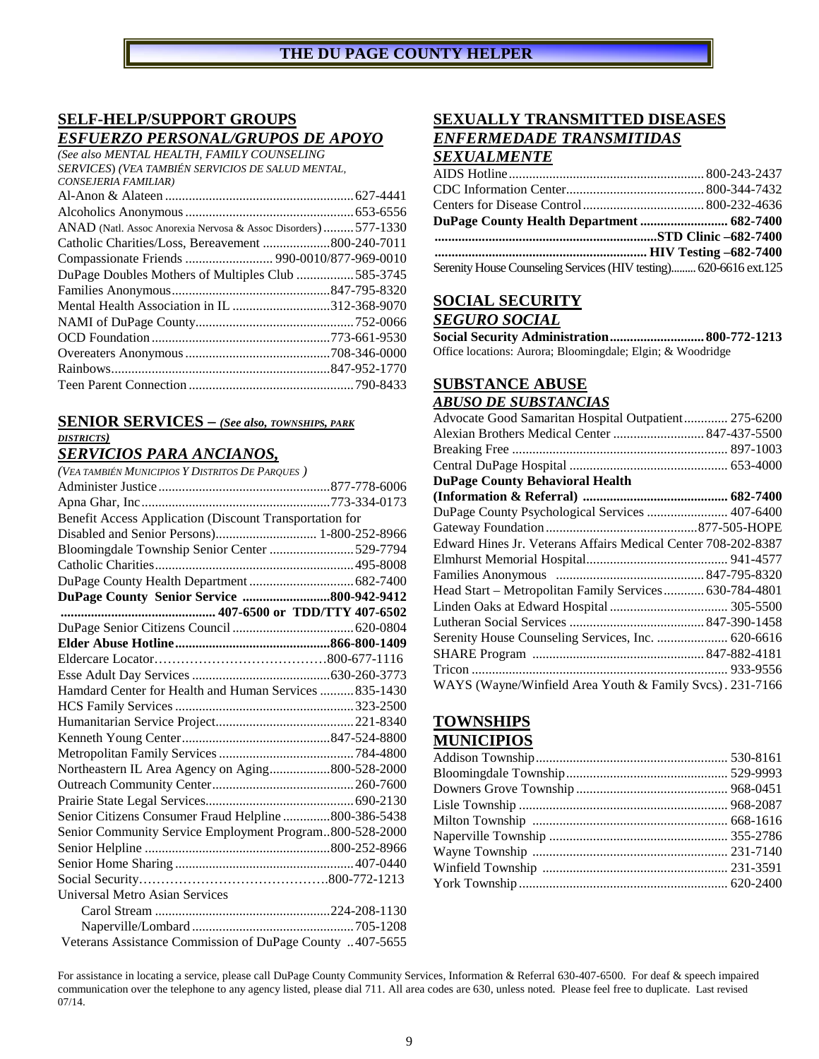# THE DU PAGE COUNTY HELPER

## SELF-HELP/SUPPORT GROUPS
## *ESFUERZO PERSONAL/GRUPOS DE APOYO*

*(See also MENTAL HEALTH, FAMILY COUNSELING SERVICES) (VEA TAMBIÉN SERVICIOS DE SALUD MENTAL, CONSEJERIA FAMILIAR)*

Al-Anon & Alateen ........................................................627-4441
Alcoholics Anonymous ..................................................653-6556
ANAD (Natl. Assoc Anorexia Nervosa & Assoc Disorders) .........577-1330
Catholic Charities/Loss, Bereavement ....................800-240-7011
Compassionate Friends .......................... 990-0010/877-969-0010
DuPage Doubles Mothers of Multiples Club .................585-3745
Families Anonymous..............................................847-795-8320
Mental Health Association in IL .............................312-368-9070
NAMI of DuPage County..............................................752-0066
OCD Foundation ....................................................773-661-9530
Overeaters Anonymous ...........................................708-346-0000
Rainbows.................................................................847-952-1770
Teen Parent Connection .................................................790-8433

## SENIOR SERVICES – *(See also, TOWNSHIPS, PARK DISTRICTS)*
## *SERVICIOS PARA ANCIANOS,*

*(VEA TAMBIÉN MUNICIPIOS Y DISTRITOS DE PARQUES )*

Administer Justice ...................................................877-778-6006
Apna Ghar, Inc........................................................773-334-0173
Benefit Access Application (Discount Transportation for Disabled and Senior Persons)............................. 1-800-252-8966
Bloomingdale Township Senior Center .........................529-7794
Catholic Charities...........................................................495-8008
DuPage County Health Department ...............................682-7400
**DuPage County Senior Service ..........................800-942-9412**
**............................................ 407-6500 or TDD/TTY 407-6502**
DuPage Senior Citizens Council ....................................620-0804
**Elder Abuse Hotline.............................................866-800-1409**
Eldercare Locator…………………………………800-677-1116
Esse Adult Day Services .........................................630-260-3773
Hamdard Center for Health and Human Services ..........835-1430
HCS Family Services .....................................................323-2500
Humanitarian Service Project.........................................221-8340
Kenneth Young Center............................................847-524-8800
Metropolitan Family Services ........................................784-4800
Northeastern IL Area Agency on Aging..................800-528-2000
Outreach Community Center..........................................260-7600
Prairie State Legal Services............................................690-2130
Senior Citizens Consumer Fraud Helpline ..............800-386-5438
Senior Community Service Employment Program..800-528-2000
Senior Helpline .......................................................800-252-8966
Senior Home Sharing .....................................................407-0440
Social Security……………………………………800-772-1213
Universal Metro Asian Services
- Carol Stream ....................................................224-208-1130
- Naperville/Lombard ................................................705-1208

Veterans Assistance Commission of DuPage County ..407-5655

## SEXUALLY TRANSMITTED DISEASES
## *ENFERMEDADE TRANSMITIDAS SEXUALMENTE*

AIDS Hotline..........................................................800-243-2437
CDC Information Center.........................................800-344-7432
Centers for Disease Control....................................800-232-4636
**DuPage County Health Department .......................... 682-7400**
**..................................................................STD Clinic –682-7400**
**.............................................................. HIV Testing –682-7400**
Serenity House Counseling Services (HIV testing)......... 620-6616 ext.125

## SOCIAL SECURITY
## *SEGURO SOCIAL*

**Social Security Administration............................800-772-1213**
Office locations: Aurora; Bloomingdale; Elgin; & Woodridge

## SUBSTANCE ABUSE
## *ABUSO DE SUBSTANCIAS*

Advocate Good Samaritan Hospital Outpatient............. 275-6200
Alexian Brothers Medical Center ........................... 847-437-5500
Breaking Free ................................................................ 897-1003
Central DuPage Hospital ............................................... 653-4000
**DuPage County Behavioral Health**
**(Information & Referral) ........................................... 682-7400**
DuPage County Psychological Services ........................ 407-6400
Gateway Foundation.............................................877-505-HOPE
Edward Hines Jr. Veterans Affairs Medical Center 708-202-8387
Elmhurst Memorial Hospital.......................................... 941-4577
Families Anonymous ........................................... 847-795-8320
Head Start – Metropolitan Family Services............ 630-784-4801
Linden Oaks at Edward Hospital ................................... 305-5500
Lutheran Social Services ........................................ 847-390-1458
Serenity House Counseling Services, Inc. ..................... 620-6616
SHARE Program .................................................. 847-882-4181
Tricon ............................................................................ 933-9556
WAYS (Wayne/Winfield Area Youth & Family Svcs). 231-7166

## TOWNSHIPS
## MUNICIPIOS

Addison Township......................................................... 530-8161
Bloomingdale Township................................................ 529-9993
Downers Grove Township ............................................. 968-0451
Lisle Township .............................................................. 968-2087
Milton Township ......................................................... 668-1616
Naperville Township ..................................................... 355-2786
Wayne Township ......................................................... 231-7140
Winfield Township ....................................................... 231-3591
York Township .............................................................. 620-2400

For assistance in locating a service, please call DuPage County Community Services, Information & Referral 630-407-6500. For deaf & speech impaired communication over the telephone to any agency listed, please dial 711. All area codes are 630, unless noted. Please feel free to duplicate. Last revised 07/14.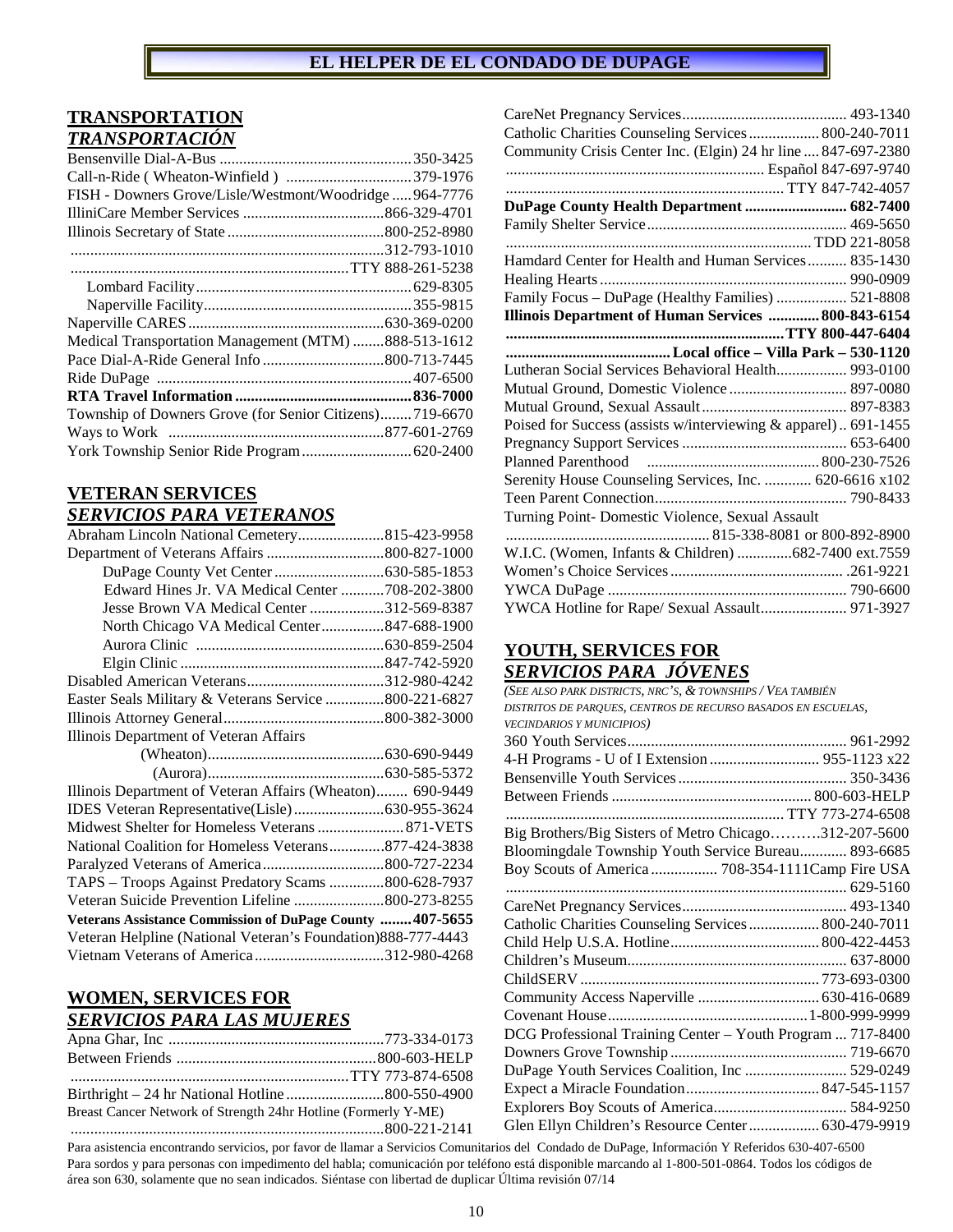# EL HELPER DE EL CONDADO DE DUPAGE

## TRANSPORTATION
## *TRANSPORTACIÓN*

Bensenville Dial-A-Bus ................................................350-3425
Call-n-Ride ( Wheaton-Winfield ) ................................379-1976
FISH - Downers Grove/Lisle/Westmont/Woodridge .....964-7776
IlliniCare Member Services ....................................866-329-4701
Illinois Secretary of State ........................................800-252-8980
...............................................................................312-793-1010
......................................................................TTY 888-261-5238
Lombard Facility......................................................629-8305
Naperville Facility....................................................355-9815
Naperville CARES..................................................630-369-0200
Medical Transportation Management (MTM) ........888-513-1612
Pace Dial-A-Ride General Info ...............................800-713-7445
Ride DuPage ..............................................................407-6500
**RTA Travel Information ............................................836-7000**
Township of Downers Grove (for Senior Citizens)........719-6670
Ways to Work ......................................................877-601-2769
York Township Senior Ride Program............................620-2400

## VETERAN SERVICES
## *SERVICIOS PARA VETERANOS*

Abraham Lincoln National Cemetery......................815-423-9958
Department of Veterans Affairs ..............................800-827-1000
DuPage County Vet Center ............................630-585-1853
Edward Hines Jr. VA Medical Center ...........708-202-3800
Jesse Brown VA Medical Center ...................312-569-8387
North Chicago VA Medical Center................847-688-1900
Aurora Clinic ................................................630-859-2504
Elgin Clinic ....................................................847-742-5920
Disabled American Veterans...................................312-980-4242
Easter Seals Military & Veterans Service ...............800-221-6827
Illinois Attorney General.........................................800-382-3000
Illinois Department of Veteran Affairs
(Wheaton)............................................630-690-9449
(Aurora)............................................630-585-5372
Illinois Department of Veteran Affairs (Wheaton)........ 690-9449
IDES Veteran Representative(Lisle) .......................630-955-3624
Midwest Shelter for Homeless Veterans ......................871-VETS
National Coalition for Homeless Veterans..............877-424-3838
Paralyzed Veterans of America...............................800-727-2234
TAPS – Troops Against Predatory Scams ..............800-628-7937
Veteran Suicide Prevention Lifeline .......................800-273-8255
**Veterans Assistance Commission of DuPage County ........407-5655**
Veteran Helpline (National Veteran's Foundation)888-777-4443
Vietnam Veterans of America.................................312-980-4268

## WOMEN, SERVICES FOR
## *SERVICIOS PARA LAS MUJERES*

Apna Ghar, Inc ......................................................773-334-0173
Between Friends ..................................................800-603-HELP
......................................................................TTY 773-874-6508
Birthright – 24 hr National Hotline .........................800-550-4900
Breast Cancer Network of Strength 24hr Hotline (Formerly Y-ME)
...............................................................................800-221-2141
CareNet Pregnancy Services.......................................... 493-1340
Catholic Charities Counseling Services.................. 800-240-7011
Community Crisis Center Inc. (Elgin) 24 hr line .... 847-697-2380
.................................................................. Español 847-697-9740
...................................................................... TTY 847-742-4057
**DuPage County Health Department .......................... 682-7400**
Family Shelter Service.................................................. 469-5650
............................................................................ TDD 221-8058
Hamdard Center for Health and Human Services.......... 835-1430
Healing Hearts .............................................................. 990-0909
Family Focus – DuPage (Healthy Families) .................. 521-8808
**Illinois Department of Human Services ............. 800-843-6154**
**......................................................................TTY 800-447-6404**
**.......................................... Local office – Villa Park – 530-1120**
Lutheran Social Services Behavioral Health.................. 993-0100
Mutual Ground, Domestic Violence .............................. 897-0080
Mutual Ground, Sexual Assault..................................... 897-8383
Poised for Success (assists w/interviewing & apparel).. 691-1455
Pregnancy Support Services .......................................... 653-6400
Planned Parenthood ............................................ 800-230-7526
Serenity House Counseling Services, Inc. ............ 620-6616 x102
Teen Parent Connection................................................. 790-8433
Turning Point- Domestic Violence, Sexual Assault
.................................................... 815-338-8081 or 800-892-8900
W.I.C. (Women, Infants & Children) ..............682-7400 ext.7559
Women's Choice Services............................................ .261-9221
YWCA DuPage ............................................................. 790-6600
YWCA Hotline for Rape/ Sexual Assault...................... 971-3927

## YOUTH, SERVICES FOR
## *SERVICIOS PARA JÓVENES*

*(SEE ALSO PARK DISTRICTS, NRC'S, & TOWNSHIPS / VEA TAMBIÉN DISTRITOS DE PARQUES, CENTROS DE RECURSO BASADOS EN ESCUELAS, VECINDARIOS Y MUNICIPIOS)*

360 Youth Services........................................................ 961-2992
4-H Programs - U of I Extension ............................ 955-1123 x22
Bensenville Youth Services ........................................... 350-3436
Between Friends .................................................. 800-603-HELP
...................................................................... TTY 773-274-6508
Big Brothers/Big Sisters of Metro Chicago……….312-207-5600
Bloomingdale Township Youth Service Bureau............ 893-6685
Boy Scouts of America ................. 708-354-1111Camp Fire USA
...................................................................................... 629-5160
CareNet Pregnancy Services.......................................... 493-1340
Catholic Charities Counseling Services.................. 800-240-7011
Child Help U.S.A. Hotline...................................... 800-422-4453
Children's Museum........................................................ 637-8000
ChildSERV ............................................................ 773-693-0300
Community Access Naperville ............................... 630-416-0689
Covenant House.................................................. 1-800-999-9999
DCG Professional Training Center – Youth Program ... 717-8400
Downers Grove Township ............................................. 719-6670
DuPage Youth Services Coalition, Inc .......................... 529-0249
Expect a Miracle Foundation.................................. 847-545-1157
Explorers Boy Scouts of America.................................. 584-9250
Glen Ellyn Children's Resource Center.................. 630-479-9919

Para asistencia encontrando servicios, por favor de llamar a Servicios Comunitarios del Condado de DuPage, Información Y Referidos 630-407-6500
Para sordos y para personas con impedimento del habla; comunicación por teléfono está disponible marcando al 1-800-501-0864. Todos los códigos de área son 630, solamente que no sean indicados. Siéntase con libertad de duplicar Última revisión 07/14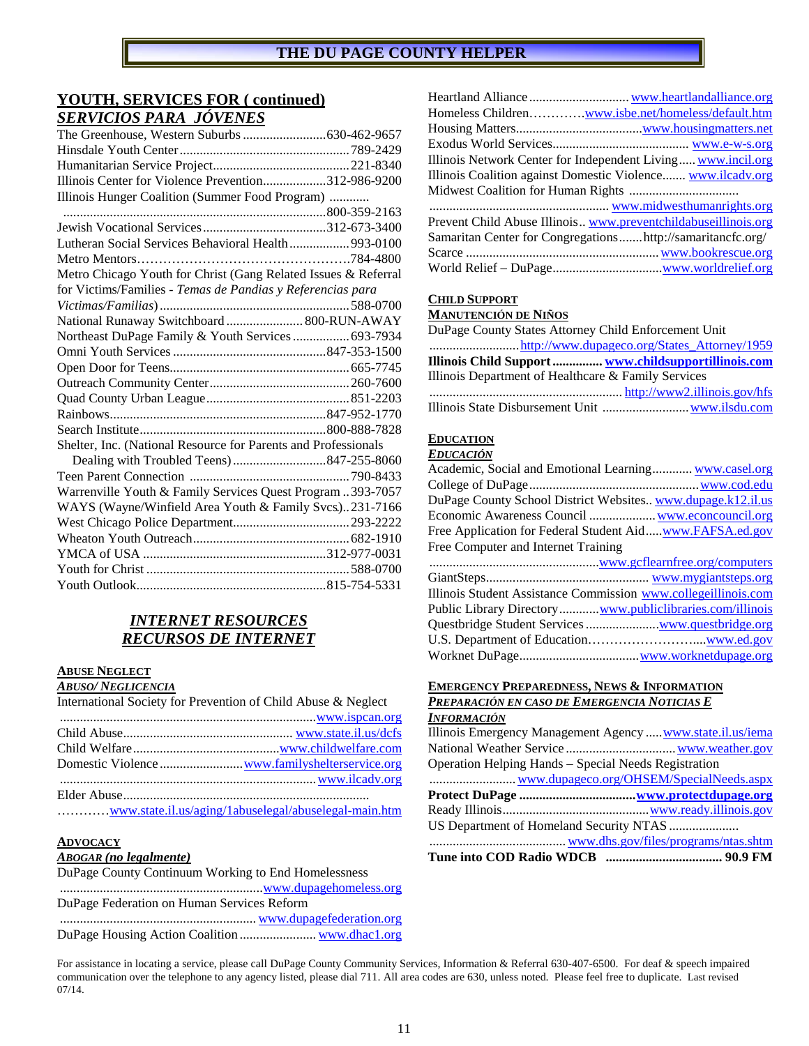# THE DU PAGE COUNTY HELPER

## YOUTH, SERVICES FOR ( continued)
## *SERVICIOS PARA JÓVENES*

The Greenhouse, Western Suburbs ........................630-462-9657
Hinsdale Youth Center ..................................................789-2429
Humanitarian Service Project........................................221-8340
Illinois Center for Violence Prevention..................312-986-9200
Illinois Hunger Coalition (Summer Food Program) ............ ...............................................................................800-359-2163
Jewish Vocational Services....................................312-673-3400
Lutheran Social Services Behavioral Health..................993-0100
Metro Mentors………………………………………...784-4800
Metro Chicago Youth for Christ (Gang Related Issues & Referral for Victims/Families - *Temas de Pandias y Referencias para Victimas/Familias*)........................................................588-0700
National Runaway Switchboard ...................... 800-RUN-AWAY
Northeast DuPage Family & Youth Services ................693-7934
Omni Youth Services ............................................847-353-1500
Open Door for Teens.....................................................665-7745
Outreach Community Center..........................................260-7600
Quad County Urban League...........................................851-2203
Rainbows................................................................847-952-1770
Search Institute.......................................................800-888-7828
Shelter, Inc. (National Resource for Parents and Professionals Dealing with Troubled Teens)............................847-255-8060
Teen Parent Connection ................................................790-8433
Warrenville Youth & Family Services Quest Program ..393-7057
WAYS (Wayne/Winfield Area Youth & Family Svcs)..231-7166
West Chicago Police Department...................................293-2222
Wheaton Youth Outreach...............................................682-1910
YMCA of USA .......................................................312-977-0031
Youth for Christ ............................................................588-0700
Youth Outlook........................................................815-754-5331

## *INTERNET RESOURCES*
## *RECURSOS DE INTERNET*

**ABUSE NEGLECT**
***ABUSO/ NEGLECENCIA***

International Society for Prevention of Child Abuse & Neglect ............................................................................www.ispcan.org
Child Abuse.................................................. www.state.il.us/dcfs
Child Welfare............................................www.childwelfare.com
Domestic Violence.........................www.familyshelterservice.org
...........................................................................www.ilcadv.org
Elder Abuse.........................................................................
…………www.state.il.us/aging/1abuselegal/abuselegal-main.htm

**ADVOCACY**
***ABOGAR (no legalmente)***

DuPage County Continuum Working to End Homelessness ............................................................www.dupagehomeless.org
DuPage Federation on Human Services Reform ........................................................... www.dupagefederation.org
DuPage Housing Action Coalition ....................... www.dhac1.org
Heartland Alliance ............................. www.heartlandalliance.org
Homeless Children…………www.isbe.net/homeless/default.htm
Housing Matters.....................................www.housingmatters.net
Exodus World Services......................................... www.e-w-s.org
Illinois Network Center for Independent Living..... www.incil.org
Illinois Coalition against Domestic Violence....... www.ilcadv.org
Midwest Coalition for Human Rights ................................ ..................................................... www.midwesthumanrights.org
Prevent Child Abuse Illinois.. www.preventchildabuseillinois.org
Samaritan Center for Congregations.......http://samaritancfc.org/
Scarce .......................................................... www.bookrescue.org
World Relief – DuPage.................................www.worldrelief.org

**CHILD SUPPORT**
**MANUTENCIÓN DE NIÑOS**

DuPage County States Attorney Child Enforcement Unit ..........................http://www.dupageco.org/States_Attorney/1959
**Illinois Child Support ............... www.childsupportillinois.com**
Illinois Department of Healthcare & Family Services ......................................................... http://www2.illinois.gov/hfs
Illinois State Disbursement Unit .......................... www.ilsdu.com

**EDUCATION**
***EDUCACIÓN***

Academic, Social and Emotional Learning............ www.casel.org
College of DuPage..................................................www.cod.edu
DuPage County School District Websites.. www.dupage.k12.il.us
Economic Awareness Council .................... www.econcouncil.org
Free Application for Federal Student Aid.....www.FAFSA.ed.gov
Free Computer and Internet Training ..................................................www.gcflearnfree.org/computers
GiantSteps................................................ www.mygiantsteps.org
Illinois Student Assistance Commission www.collegeillinois.com
Public Library Directory...........www.publiclibraries.com/illinois
Questbridge Student Services .....................www.questbridge.org
U.S. Department of Education……………………....www.ed.gov
Worknet DuPage...................................www.worknetdupage.org

**EMERGENCY PREPAREDNESS, NEWS & INFORMATION**
***PREPARACIÓN EN CASO DE EMERGENCIA NOTICIAS E INFORMACIÓN***

Illinois Emergency Management Agency .....www.state.il.us/iema
National Weather Service ................................ www.weather.gov
Operation Helping Hands – Special Needs Registration ..........................www.dupageco.org/OHSEM/SpecialNeeds.aspx
**Protect DuPage ..................................www.protectdupage.org**
Ready Illinois...........................................www.ready.illinois.gov
US Department of Homeland Security NTAS .................... ........................................www.dhs.gov/files/programs/ntas.shtm
**Tune into COD Radio WDCB ................................... 90.9 FM**

For assistance in locating a service, please call DuPage County Community Services, Information & Referral 630-407-6500. For deaf & speech impaired communication over the telephone to any agency listed, please dial 711. All area codes are 630, unless noted. Please feel free to duplicate. Last revised 07/14.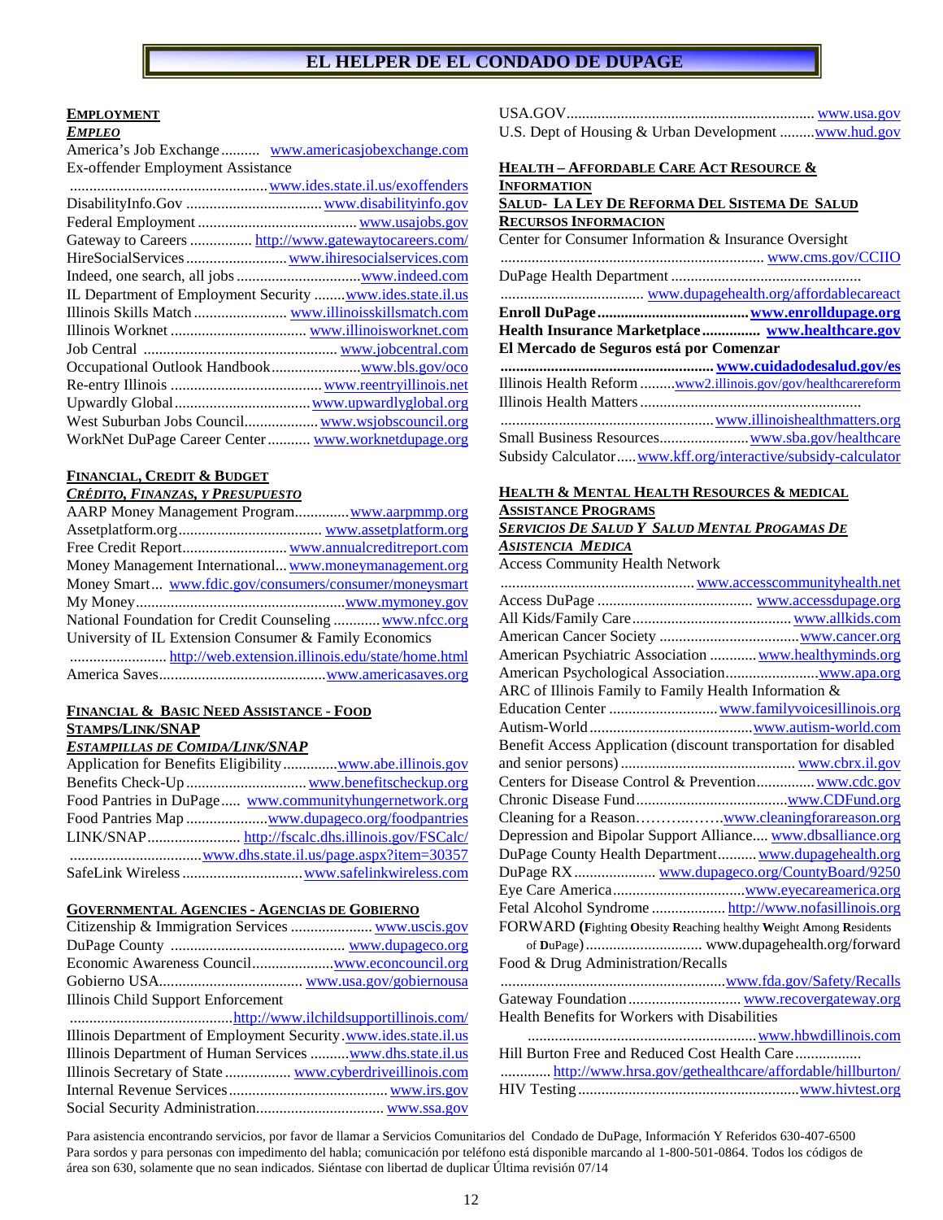# EL HELPER DE EL CONDADO DE DUPAGE

## EMPLOYMENT
### *EMPLEO*

- America's Job Exchange .......... www.americasjobexchange.com
- Ex-offender Employment Assistance .................................................. www.ides.state.il.us/exoffenders
- DisabilityInfo.Gov .................................. www.disabilityinfo.gov
- Federal Employment ........................................ www.usajobs.gov
- Gateway to Careers ................ http://www.gatewaytocareers.com/
- HireSocialServices .......................... www.ihiresocialservices.com
- Indeed, one search, all jobs ............................... www.indeed.com
- IL Department of Employment Security ........ www.ides.state.il.us
- Illinois Skills Match ........................ www.illinoisskillsmatch.com
- Illinois Worknet .................................. www.illinoisworknet.com
- Job Central ................................................. www.jobcentral.com
- Occupational Outlook Handbook ...................... www.bls.gov/oco
- Re-entry Illinois ....................................... www.reentryillinois.net
- Upwardly Global .................................. www.upwardlyglobal.org
- West Suburban Jobs Council .................. www.wsjobscouncil.org
- WorkNet DuPage Career Center ........... www.worknetdupage.org

## FINANCIAL, CREDIT & BUDGET
### *CRÉDITO, FINANZAS, Y PRESUPUESTO*

- AARP Money Management Program............. www.aarpmmp.org
- Assetplatform.org .................................... www.assetplatform.org
- Free Credit Report.......................... www.annualcreditreport.com
- Money Management International... www.moneymanagement.org
- Money Smart... www.fdic.gov/consumers/consumer/moneysmart
- My Money ..................................................... www.mymoney.gov
- National Foundation for Credit Counseling ........... www.nfcc.org
- University of IL Extension Consumer & Family Economics ........................ http://web.extension.illinois.edu/state/home.html
- America Saves .......................................... www.americasaves.org

## FINANCIAL & BASIC NEED ASSISTANCE - FOOD STAMPS/LINK/SNAP
### *ESTAMPILLAS DE COMIDA/LINK/SNAP*

- Application for Benefits Eligibility ............. www.abe.illinois.gov
- Benefits Check-Up ............................... www.benefitscheckup.org
- Food Pantries in DuPage..... www.communityhungernetwork.org
- Food Pantries Map .................... www.dupageco.org/foodpantries
- LINK/SNAP ........................ http://fscalc.dhs.illinois.gov/FSCalc/ ................................. www.dhs.state.il.us/page.aspx?item=30357
- SafeLink Wireless .............................. www.safelinkwireless.com

## GOVERNMENTAL AGENCIES - AGENCIAS DE GOBIERNO

- Citizenship & Immigration Services .................... www.uscis.gov
- DuPage County ............................................ www.dupageco.org
- Economic Awareness Council.................... www.econcouncil.org
- Gobierno USA.................................... www.usa.gov/gobiernousa
- Illinois Child Support Enforcement .........................................http://www.ilchildsupportillinois.com/
- Illinois Department of Employment Security.www.ides.state.il.us
- Illinois Department of Human Services ..........www.dhs.state.il.us
- Illinois Secretary of State ................ www.cyberdriveillinois.com
- Internal Revenue Services......................................... www.irs.gov
- Social Security Administration................................ www.ssa.gov
- USA.GOV............................................................... www.usa.gov
- U.S. Dept of Housing & Urban Development .........www.hud.gov

## HEALTH – AFFORDABLE CARE ACT RESOURCE & INFORMATION
### SALUD- LA LEY DE REFORMA DEL SISTEMA DE SALUD RECURSOS INFORMACION

- Center for Consumer Information & Insurance Oversight ................................................................... www.cms.gov/CCIIO
- DuPage Health Department .................................................. ..................................... www.dupagehealth.org/affordablecareact
- **Enroll DuPage .......................................www.enrolldupage.org**
- **Health Insurance Marketplace ............... www.healthcare.gov**
- **El Mercado de Seguros está por Comenzar ...................................................... www.cuidadodesalud.gov/es**
- Illinois Health Reform .........www2.illinois.gov/gov/healthcarereform
- Illinois Health Matters ......................................................... ...................................................... www.illinoishealthmatters.org
- Small Business Resources...................... www.sba.gov/healthcare
- Subsidy Calculator..... www.kff.org/interactive/subsidy-calculator

## HEALTH & MENTAL HEALTH RESOURCES & MEDICAL ASSISTANCE PROGRAMS
### *SERVICIOS DE SALUD Y SALUD MENTAL PROGAMAS DE ASISTENCIA MEDICA*

- Access Community Health Network ................................................. www.accesscommunityhealth.net
- Access DuPage ....................................... www.accessdupage.org
- All Kids/Family Care ......................................... www.allkids.com
- American Cancer Society .................................... www.cancer.org
- American Psychiatric Association ............ www.healthyminds.org
- American Psychological Association........................ www.apa.org
- ARC of Illinois Family to Family Health Information & Education Center ........................... www.familyvoicesillinois.org
- Autism-World ......................................... www.autism-world.com
- Benefit Access Application (discount transportation for disabled and senior persons) ............................................ www.cbrx.il.gov
- Centers for Disease Control & Prevention.............. www.cdc.gov
- Chronic Disease Fund....................................... www.CDFund.org
- Cleaning for a Reason………..…….www.cleaningforareason.org
- Depression and Bipolar Support Alliance.... www.dbsalliance.org
- DuPage County Health Department.......... www.dupagehealth.org
- DuPage RX .................... www.dupageco.org/CountyBoard/9250
- Eye Care America ................................ www.eyecareamerica.org
- Fetal Alcohol Syndrome .................. http://www.nofasillinois.org
- FORWARD (**F**ighting **O**besity **R**eaching healthy **W**eight **A**mong **R**esidents of **D**uPage) ............................. www.dupagehealth.org/forward
- Food & Drug Administration/Recalls .......................................................... www.fda.gov/Safety/Recalls
- Gateway Foundation ............................ www.recovergateway.org
- Health Benefits for Workers with Disabilities .......................................................... www.hbwdillinois.com
- Hill Burton Free and Reduced Cost Health Care ................ ............ http://www.hrsa.gov/gethealthcare/affordable/hillburton/
- HIV Testing ........................................................ www.hivtest.org

Para asistencia encontrando servicios, por favor de llamar a Servicios Comunitarios del Condado de DuPage, Información Y Referidos 630-407-6500
Para sordos y para personas con impedimento del habla; comunicación por teléfono está disponible marcando al 1-800-501-0864. Todos los códigos de área son 630, solamente que no sean indicados. Siéntase con libertad de duplicar Última revisión 07/14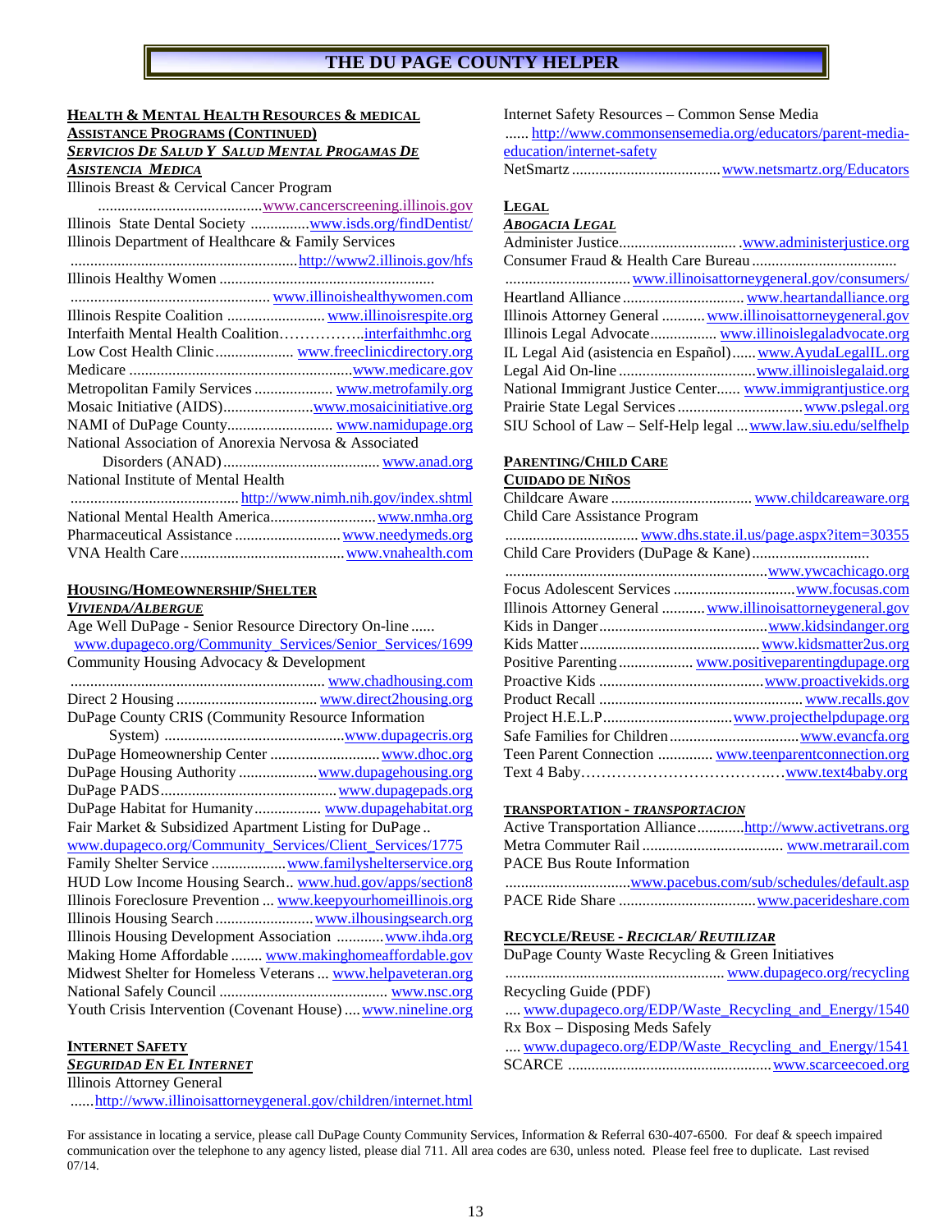# THE DU PAGE COUNTY HELPER

## HEALTH & MENTAL HEALTH RESOURCES & MEDICAL ASSISTANCE PROGRAMS (CONTINUED)

### *SERVICIOS DE SALUD Y SALUD MENTAL PROGAMAS DE ASISTENCIA MEDICA*

Illinois Breast & Cervical Cancer Program .......................................... www.cancerscreening.illinois.gov
Illinois State Dental Society .............. www.isds.org/findDentist/
Illinois Department of Healthcare & Family Services .......................................................... http://www2.illinois.gov/hfs
Illinois Healthy Women ...................................................... www.illinoishealthywomen.com
Illinois Respite Coalition ........................ www.illinoisrespite.org
Interfaith Mental Health Coalition……………. interfaithmhc.org
Low Cost Health Clinic.................... www.freeclinicdirectory.org
Medicare ........................................................ www.medicare.gov
Metropolitan Family Services .................... www.metrofamily.org
Mosaic Initiative (AIDS)...................... www.mosaicinitiative.org
NAMI of DuPage County........................... www.namidupage.org
National Association of Anorexia Nervosa & Associated Disorders (ANAD)........................................ www.anad.org
National Institute of Mental Health ........................................... http://www.nimh.nih.gov/index.shtml
National Mental Health America.......................... www.nmha.org
Pharmaceutical Assistance ........................... www.needymeds.org
VNA Health Care.......................................... www.vnahealth.com

## HOUSING/HOMEOWNERSHIP/SHELTER

### *VIVIENDA/ALBERGUE*

Age Well DuPage - Senior Resource Directory On-line ...... www.dupageco.org/Community_Services/Senior_Services/1699
Community Housing Advocacy & Development ................................................................ www.chadhousing.com
Direct 2 Housing .................................... www.direct2housing.org
DuPage County CRIS (Community Resource Information System) .............................................. www.dupagecris.org
DuPage Homeownership Center ........................... www.dhoc.org
DuPage Housing Authority .................... www.dupagehousing.org
DuPage PADS............................................. www.dupagepads.org
DuPage Habitat for Humanity................. www.dupagehabitat.org
Fair Market & Subsidized Apartment Listing for DuPage .. www.dupageco.org/Community_Services/Client_Services/1775
Family Shelter Service .................. www.familyshelterservice.org
HUD Low Income Housing Search.. www.hud.gov/apps/section8
Illinois Foreclosure Prevention ... www.keepyourhomeillinois.org
Illinois Housing Search ......................... www.ilhousingsearch.org
Illinois Housing Development Association ........... www.ihda.org
Making Home Affordable ........ www.makinghomeaffordable.gov
Midwest Shelter for Homeless Veterans ... www.helpaveteran.org
National Safely Council ........................................... www.nsc.org
Youth Crisis Intervention (Covenant House) .... www.nineline.org

## INTERNET SAFETY

### *SEGURIDAD EN EL INTERNET*

Illinois Attorney General ......http://www.illinoisattorneygeneral.gov/children/internet.html
Internet Safety Resources – Common Sense Media ...... http://www.commonsensemedia.org/educators/parent-media-education/internet-safety
NetSmartz ...................................... www.netsmartz.org/Educators

## LEGAL

### *ABOGACIA LEGAL*

Administer Justice............................. .www.administerjustice.org
Consumer Fraud & Health Care Bureau .................................... ............................... www.illinoisattorneygeneral.gov/consumers/
Heartland Alliance .............................. www.heartandalliance.org
Illinois Attorney General ........... www.illinoisattorneygeneral.gov
Illinois Legal Advocate................ www.illinoislegaladvocate.org
IL Legal Aid (asistencia en Español)...... www.AyudaLegalIL.org
Legal Aid On-line .................................. www.illinoislegalaid.org
National Immigrant Justice Center...... www.immigrantjustice.org
Prairie State Legal Services ............................... www.pslegal.org
SIU School of Law – Self-Help legal ... www.law.siu.edu/selfhelp

## PARENTING/CHILD CARE

### CUIDADO DE NIÑOS

Childcare Aware .................................... www.childcareaware.org
Child Care Assistance Program ................................. www.dhs.state.il.us/page.aspx?item=30355
Child Care Providers (DuPage & Kane)............................. ................................................................... www.ywcachicago.org
Focus Adolescent Services .............................. www.focusas.com
Illinois Attorney General ........... www.illinoisattorneygeneral.gov
Kids in Danger.......................................... www.kidsindanger.org
Kids Matter............................................. www.kidsmatter2us.org
Positive Parenting .................. www.positiveparentingdupage.org
Proactive Kids ......................................... www.proactivekids.org
Product Recall .................................................. www.recalls.gov
Project H.E.L.P................................ www.projecthelpdupage.org
Safe Families for Children................................ www.evancfa.org
Teen Parent Connection ............. www.teenparentconnection.org
Text 4 Baby………………………………… www.text4baby.org

## TRANSPORTATION - *TRANSPORTACION*

Active Transportation Alliance............ http://www.activetrans.org
Metra Commuter Rail .................................... www.metrarail.com
PACE Bus Route Information ................................ www.pacebus.com/sub/schedules/default.asp
PACE Ride Share ................................... www.pacerideshare.com

## RECYCLE/REUSE - *RECICLAR/ REUTILIZAR*

DuPage County Waste Recycling & Green Initiatives ........................................................ www.dupageco.org/recycling
Recycling Guide (PDF) .... www.dupageco.org/EDP/Waste_Recycling_and_Energy/1540
Rx Box – Disposing Meds Safely .... www.dupageco.org/EDP/Waste_Recycling_and_Energy/1541
SCARCE .................................................. www.scarceecoed.org

For assistance in locating a service, please call DuPage County Community Services, Information & Referral 630-407-6500. For deaf & speech impaired communication over the telephone to any agency listed, please dial 711. All area codes are 630, unless noted. Please feel free to duplicate. Last revised 07/14.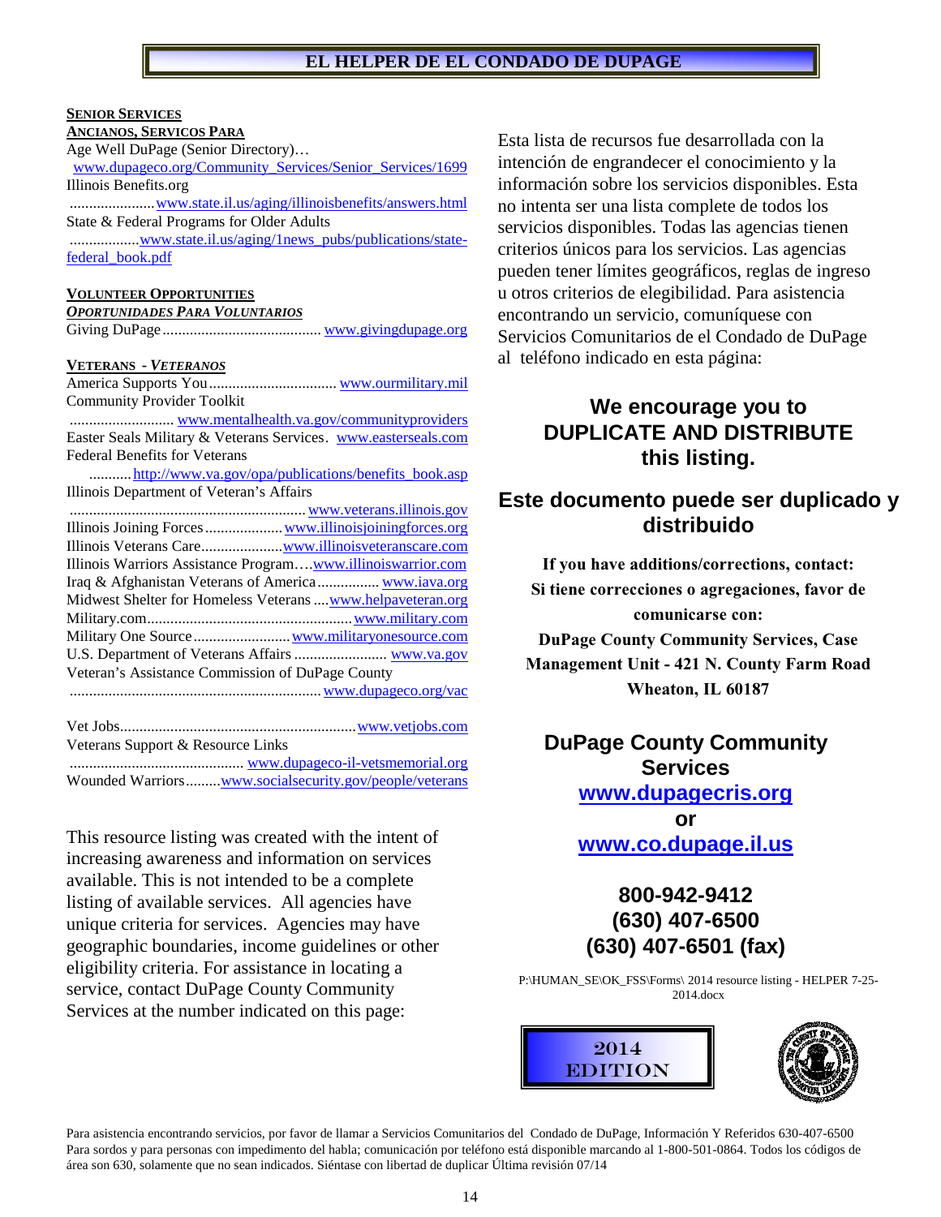# EL HELPER DE EL CONDADO DE DUPAGE

**SENIOR SERVICES**

**ANCIANOS, SERVICOS PARA**

Age Well DuPage (Senior Directory)… www.dupageco.org/Community_Services/Senior_Services/1699

Illinois Benefits.org ...................... www.state.il.us/aging/illinoisbenefits/answers.html

State & Federal Programs for Older Adults .................. www.state.il.us/aging/1news_pubs/publications/state-federal_book.pdf

**VOLUNTEER OPPORTUNITIES**

***OPORTUNIDADES PARA VOLUNTARIOS***

Giving DuPage ......................................... www.givingdupage.org

**VETERANS - *VETERANOS***

America Supports You ................................. www.ourmilitary.mil

Community Provider Toolkit ........................... www.mentalhealth.va.gov/communityproviders

Easter Seals Military & Veterans Services. www.easterseals.com

Federal Benefits for Veterans ........... http://www.va.gov/opa/publications/benefits_book.asp

Illinois Department of Veteran's Affairs ............................................................. www.veterans.illinois.gov

Illinois Joining Forces .................... www.illinoisjoiningforces.org

Illinois Veterans Care..................... www.illinoisveteranscare.com

Illinois Warriors Assistance Program…. www.illinoiswarrior.com

Iraq & Afghanistan Veterans of America ................ www.iava.org

Midwest Shelter for Homeless Veterans .... www.helpaveteran.org

Military.com..................................................... www.military.com

Military One Source ......................... www.militaryonesource.com

U.S. Department of Veterans Affairs ........................ www.va.gov

Veteran's Assistance Commission of DuPage County ................................................................ www.dupageco.org/vac

Vet Jobs............................................................. www.vetjobs.com

Veterans Support & Resource Links ............................................ www.dupageco-il-vetsmemorial.org

Wounded Warriors......... www.socialsecurity.gov/people/veterans

This resource listing was created with the intent of increasing awareness and information on services available. This is not intended to be a complete listing of available services. All agencies have unique criteria for services. Agencies may have geographic boundaries, income guidelines or other eligibility criteria. For assistance in locating a service, contact DuPage County Community Services at the number indicated on this page:

Esta lista de recursos fue desarrollada con la intención de engrandecer el conocimiento y la información sobre los servicios disponibles. Esta no intenta ser una lista complete de todos los servicios disponibles. Todas las agencias tienen criterios únicos para los servicios. Las agencias pueden tener límites geográficos, reglas de ingreso u otros criterios de elegibilidad. Para asistencia encontrando un servicio, comuníquese con Servicios Comunitarios de el Condado de DuPage al teléfono indicado en esta página:

## We encourage you to DUPLICATE AND DISTRIBUTE this listing.

## Este documento puede ser duplicado y distribuido

**If you have additions/corrections, contact:**
**Si tiene correcciones o agregaciones, favor de comunicarse con:**
**DuPage County Community Services, Case Management Unit - 421 N. County Farm Road Wheaton, IL 60187**

## DuPage County Community Services

**www.dupagecris.org**

**or**

**www.co.dupage.il.us**

**800-942-9412**
**(630) 407-6500**
**(630) 407-6501 (fax)**

P:\HUMAN_SE\OK_FSS\Forms\ 2014 resource listing - HELPER 7-25-2014.docx

**2014 EDITION**

Para asistencia encontrando servicios, por favor de llamar a Servicios Comunitarios del Condado de DuPage, Información Y Referidos 630-407-6500
Para sordos y para personas con impedimento del habla; comunicación por teléfono está disponible marcando al 1-800-501-0864. Todos los códigos de área son 630, solamente que no sean indicados. Siéntase con libertad de duplicar Última revisión 07/14